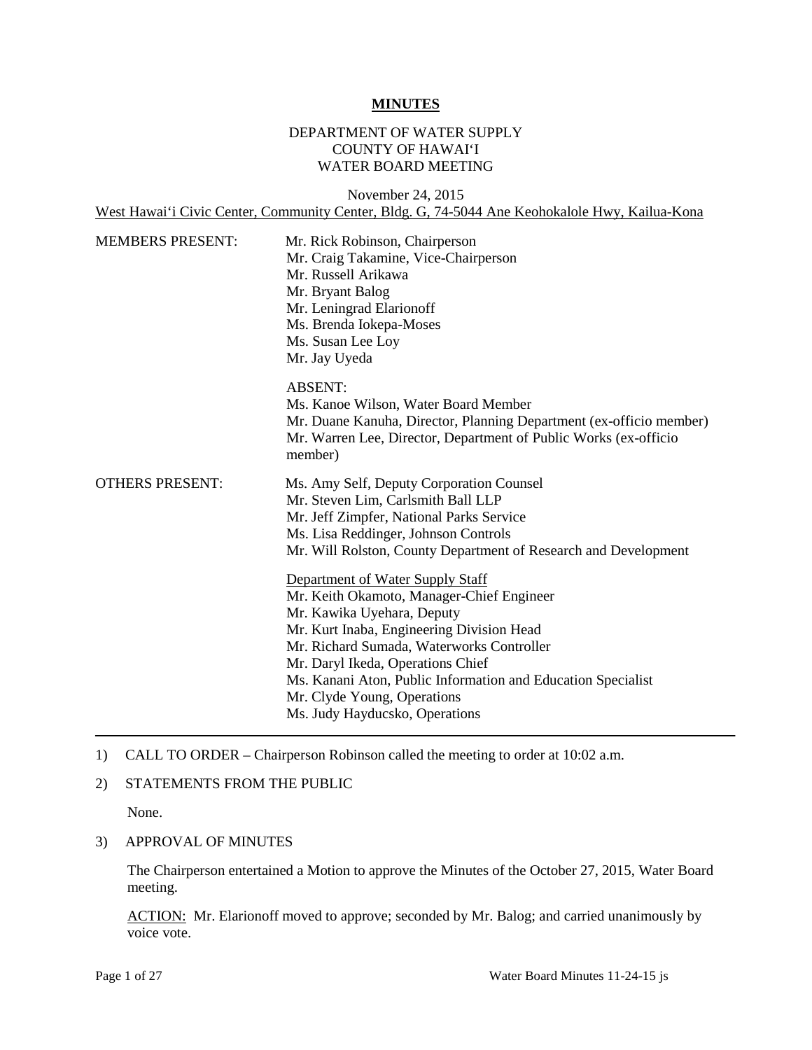# MINUTES

DEPARTMENT OF WATER SUPPLY
COUNTY OF HAWAI'I
WATER BOARD MEETING

November 24, 2015
West Hawai'i Civic Center, Community Center, Bldg. G, 74-5044 Ane Keohokalole Hwy, Kailua-Kona

MEMBERS PRESENT:

Mr. Rick Robinson, Chairperson
Mr. Craig Takamine, Vice-Chairperson
Mr. Russell Arikawa
Mr. Bryant Balog
Mr. Leningrad Elarionoff
Ms. Brenda Iokepa-Moses
Ms. Susan Lee Loy
Mr. Jay Uyeda

ABSENT:
Ms. Kanoe Wilson, Water Board Member
Mr. Duane Kanuha, Director, Planning Department (ex-officio member)
Mr. Warren Lee, Director, Department of Public Works (ex-officio member)

OTHERS PRESENT:

Ms. Amy Self, Deputy Corporation Counsel
Mr. Steven Lim, Carlsmith Ball LLP
Mr. Jeff Zimpfer, National Parks Service
Ms. Lisa Reddinger, Johnson Controls
Mr. Will Rolston, County Department of Research and Development

Department of Water Supply Staff
Mr. Keith Okamoto, Manager-Chief Engineer
Mr. Kawika Uyehara, Deputy
Mr. Kurt Inaba, Engineering Division Head
Mr. Richard Sumada, Waterworks Controller
Mr. Daryl Ikeda, Operations Chief
Ms. Kanani Aton, Public Information and Education Specialist
Mr. Clyde Young, Operations
Ms. Judy Hayducsko, Operations

---

1) CALL TO ORDER – Chairperson Robinson called the meeting to order at 10:02 a.m.

2) STATEMENTS FROM THE PUBLIC

None.

3) APPROVAL OF MINUTES

The Chairperson entertained a Motion to approve the Minutes of the October 27, 2015, Water Board meeting.

ACTION: Mr. Elarionoff moved to approve; seconded by Mr. Balog; and carried unanimously by voice vote.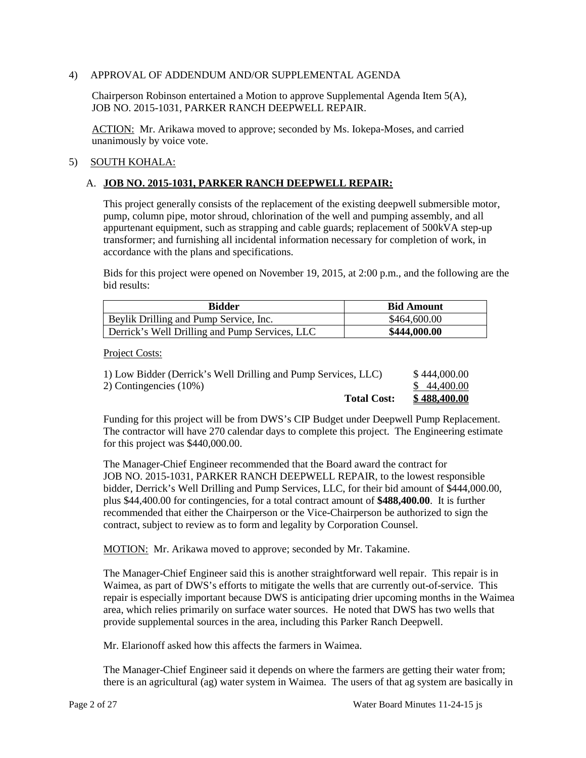4) APPROVAL OF ADDENDUM AND/OR SUPPLEMENTAL AGENDA

Chairperson Robinson entertained a Motion to approve Supplemental Agenda Item 5(A), JOB NO. 2015-1031, PARKER RANCH DEEPWELL REPAIR.

ACTION: Mr. Arikawa moved to approve; seconded by Ms. Iokepa-Moses, and carried unanimously by voice vote.

5) SOUTH KOHALA:

A. **JOB NO. 2015-1031, PARKER RANCH DEEPWELL REPAIR:**

This project generally consists of the replacement of the existing deepwell submersible motor, pump, column pipe, motor shroud, chlorination of the well and pumping assembly, and all appurtenant equipment, such as strapping and cable guards; replacement of 500kVA step-up transformer; and furnishing all incidental information necessary for completion of work, in accordance with the plans and specifications.

Bids for this project were opened on November 19, 2015, at 2:00 p.m., and the following are the bid results:

| Bidder | Bid Amount |
|---|---|
| Beylik Drilling and Pump Service, Inc. | $464,600.00 |
| Derrick's Well Drilling and Pump Services, LLC | **$444,000.00** |

Project Costs:

| | |
|---|---|
| 1) Low Bidder (Derrick's Well Drilling and Pump Services, LLC) | $ 444,000.00 |
| 2) Contingencies (10%) | $ 44,400.00 |
| **Total Cost:** | **$ 488,400.00** |

Funding for this project will be from DWS's CIP Budget under Deepwell Pump Replacement. The contractor will have 270 calendar days to complete this project. The Engineering estimate for this project was $440,000.00.

The Manager-Chief Engineer recommended that the Board award the contract for JOB NO. 2015-1031, PARKER RANCH DEEPWELL REPAIR, to the lowest responsible bidder, Derrick's Well Drilling and Pump Services, LLC, for their bid amount of $444,000.00, plus $44,400.00 for contingencies, for a total contract amount of **$488,400.00**. It is further recommended that either the Chairperson or the Vice-Chairperson be authorized to sign the contract, subject to review as to form and legality by Corporation Counsel.

MOTION: Mr. Arikawa moved to approve; seconded by Mr. Takamine.

The Manager-Chief Engineer said this is another straightforward well repair. This repair is in Waimea, as part of DWS's efforts to mitigate the wells that are currently out-of-service. This repair is especially important because DWS is anticipating drier upcoming months in the Waimea area, which relies primarily on surface water sources. He noted that DWS has two wells that provide supplemental sources in the area, including this Parker Ranch Deepwell.

Mr. Elarionoff asked how this affects the farmers in Waimea.

The Manager-Chief Engineer said it depends on where the farmers are getting their water from; there is an agricultural (ag) water system in Waimea. The users of that ag system are basically in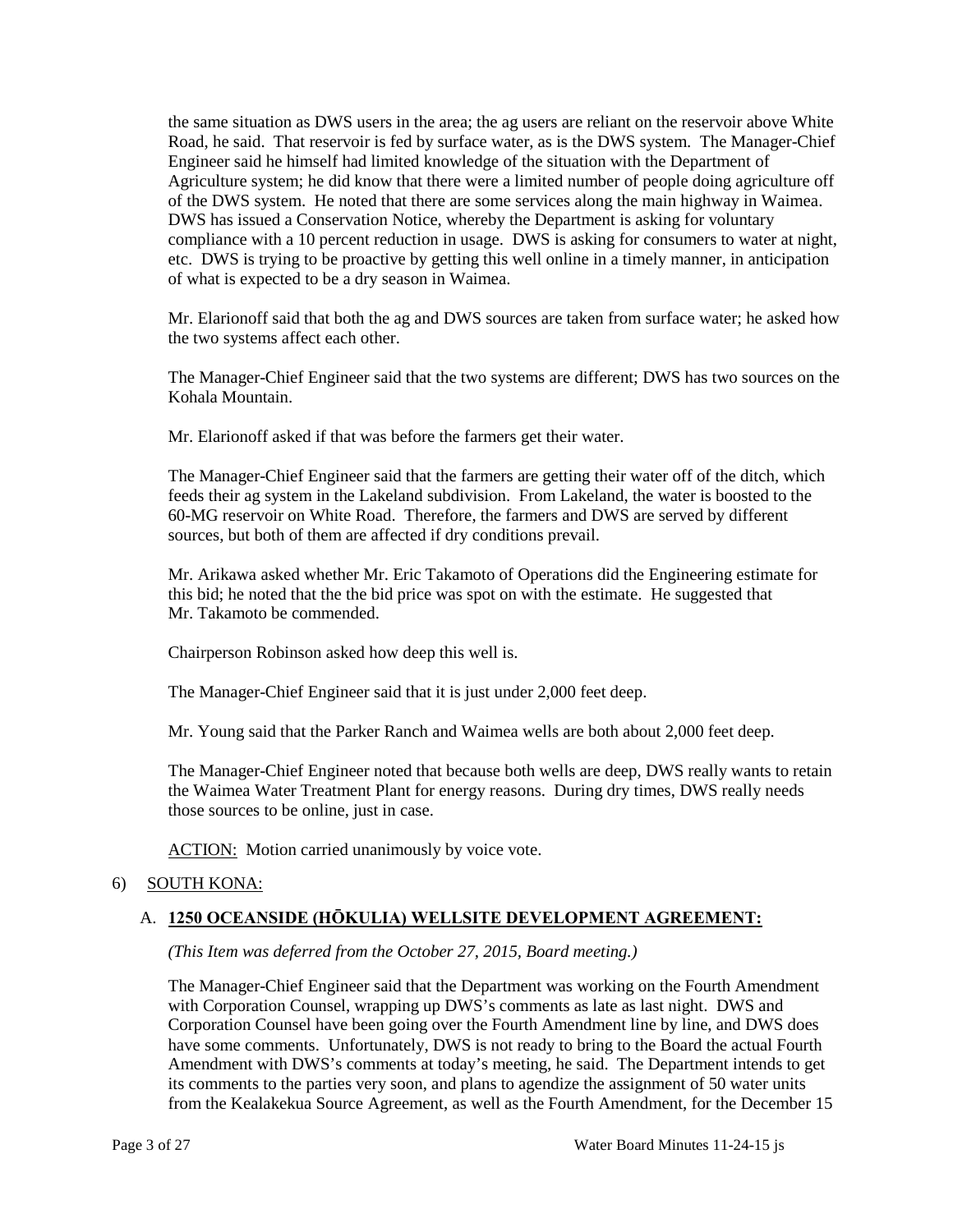the same situation as DWS users in the area; the ag users are reliant on the reservoir above White Road, he said. That reservoir is fed by surface water, as is the DWS system. The Manager-Chief Engineer said he himself had limited knowledge of the situation with the Department of Agriculture system; he did know that there were a limited number of people doing agriculture off of the DWS system. He noted that there are some services along the main highway in Waimea. DWS has issued a Conservation Notice, whereby the Department is asking for voluntary compliance with a 10 percent reduction in usage. DWS is asking for consumers to water at night, etc. DWS is trying to be proactive by getting this well online in a timely manner, in anticipation of what is expected to be a dry season in Waimea.

Mr. Elarionoff said that both the ag and DWS sources are taken from surface water; he asked how the two systems affect each other.

The Manager-Chief Engineer said that the two systems are different; DWS has two sources on the Kohala Mountain.

Mr. Elarionoff asked if that was before the farmers get their water.

The Manager-Chief Engineer said that the farmers are getting their water off of the ditch, which feeds their ag system in the Lakeland subdivision. From Lakeland, the water is boosted to the 60-MG reservoir on White Road. Therefore, the farmers and DWS are served by different sources, but both of them are affected if dry conditions prevail.

Mr. Arikawa asked whether Mr. Eric Takamoto of Operations did the Engineering estimate for this bid; he noted that the the bid price was spot on with the estimate. He suggested that Mr. Takamoto be commended.

Chairperson Robinson asked how deep this well is.

The Manager-Chief Engineer said that it is just under 2,000 feet deep.

Mr. Young said that the Parker Ranch and Waimea wells are both about 2,000 feet deep.

The Manager-Chief Engineer noted that because both wells are deep, DWS really wants to retain the Waimea Water Treatment Plant for energy reasons. During dry times, DWS really needs those sources to be online, just in case.

ACTION: Motion carried unanimously by voice vote.

6) SOUTH KONA:

A. **1250 OCEANSIDE (HŌKULIA) WELLSITE DEVELOPMENT AGREEMENT:**

*(This Item was deferred from the October 27, 2015, Board meeting.)*

The Manager-Chief Engineer said that the Department was working on the Fourth Amendment with Corporation Counsel, wrapping up DWS's comments as late as last night. DWS and Corporation Counsel have been going over the Fourth Amendment line by line, and DWS does have some comments. Unfortunately, DWS is not ready to bring to the Board the actual Fourth Amendment with DWS's comments at today's meeting, he said. The Department intends to get its comments to the parties very soon, and plans to agendize the assignment of 50 water units from the Kealakekua Source Agreement, as well as the Fourth Amendment, for the December 15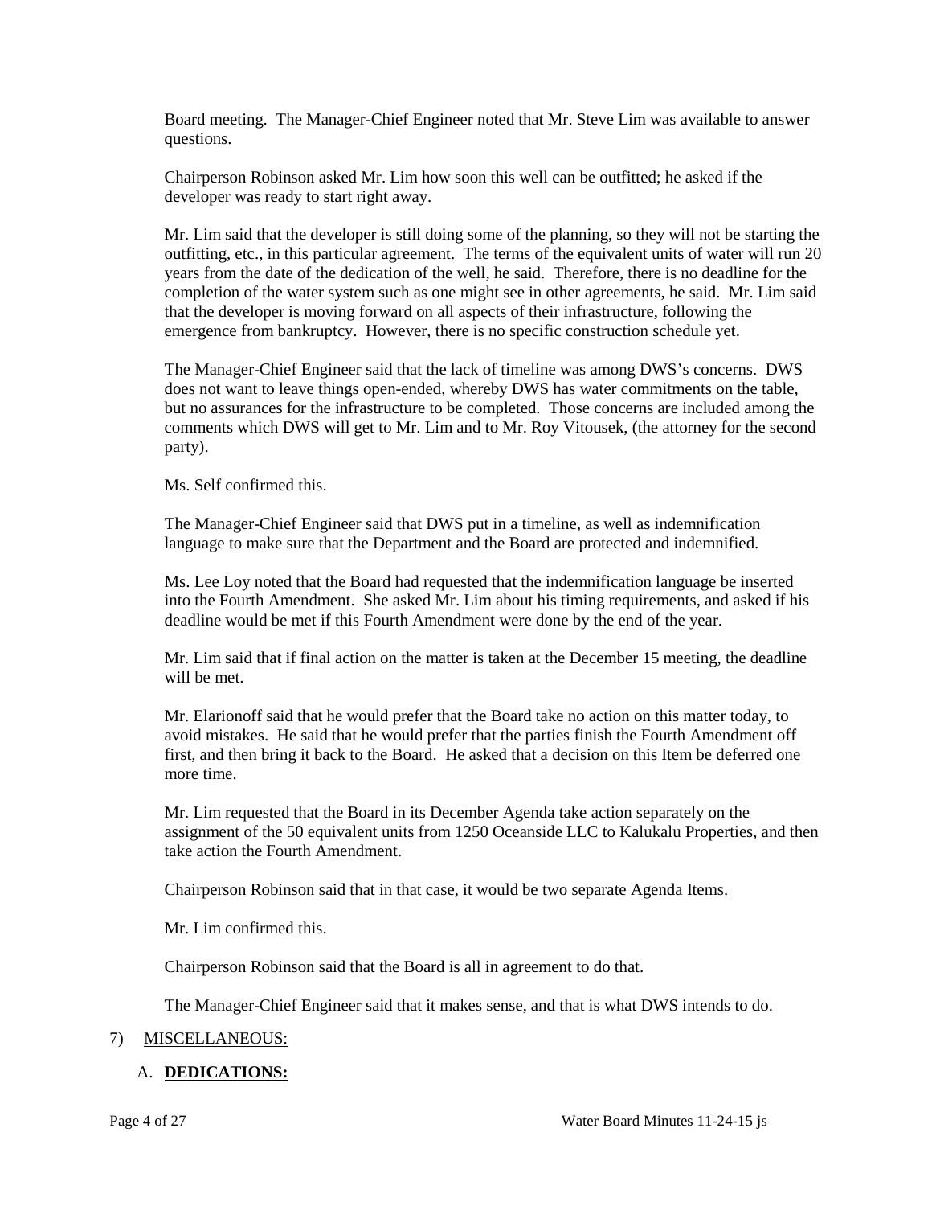Board meeting. The Manager-Chief Engineer noted that Mr. Steve Lim was available to answer questions.

Chairperson Robinson asked Mr. Lim how soon this well can be outfitted; he asked if the developer was ready to start right away.

Mr. Lim said that the developer is still doing some of the planning, so they will not be starting the outfitting, etc., in this particular agreement. The terms of the equivalent units of water will run 20 years from the date of the dedication of the well, he said. Therefore, there is no deadline for the completion of the water system such as one might see in other agreements, he said. Mr. Lim said that the developer is moving forward on all aspects of their infrastructure, following the emergence from bankruptcy. However, there is no specific construction schedule yet.

The Manager-Chief Engineer said that the lack of timeline was among DWS's concerns. DWS does not want to leave things open-ended, whereby DWS has water commitments on the table, but no assurances for the infrastructure to be completed. Those concerns are included among the comments which DWS will get to Mr. Lim and to Mr. Roy Vitousek, (the attorney for the second party).

Ms. Self confirmed this.

The Manager-Chief Engineer said that DWS put in a timeline, as well as indemnification language to make sure that the Department and the Board are protected and indemnified.

Ms. Lee Loy noted that the Board had requested that the indemnification language be inserted into the Fourth Amendment. She asked Mr. Lim about his timing requirements, and asked if his deadline would be met if this Fourth Amendment were done by the end of the year.

Mr. Lim said that if final action on the matter is taken at the December 15 meeting, the deadline will be met.

Mr. Elarionoff said that he would prefer that the Board take no action on this matter today, to avoid mistakes. He said that he would prefer that the parties finish the Fourth Amendment off first, and then bring it back to the Board. He asked that a decision on this Item be deferred one more time.

Mr. Lim requested that the Board in its December Agenda take action separately on the assignment of the 50 equivalent units from 1250 Oceanside LLC to Kalukalu Properties, and then take action the Fourth Amendment.

Chairperson Robinson said that in that case, it would be two separate Agenda Items.

Mr. Lim confirmed this.

Chairperson Robinson said that the Board is all in agreement to do that.

The Manager-Chief Engineer said that it makes sense, and that is what DWS intends to do.

7) MISCELLANEOUS:

A. **DEDICATIONS:**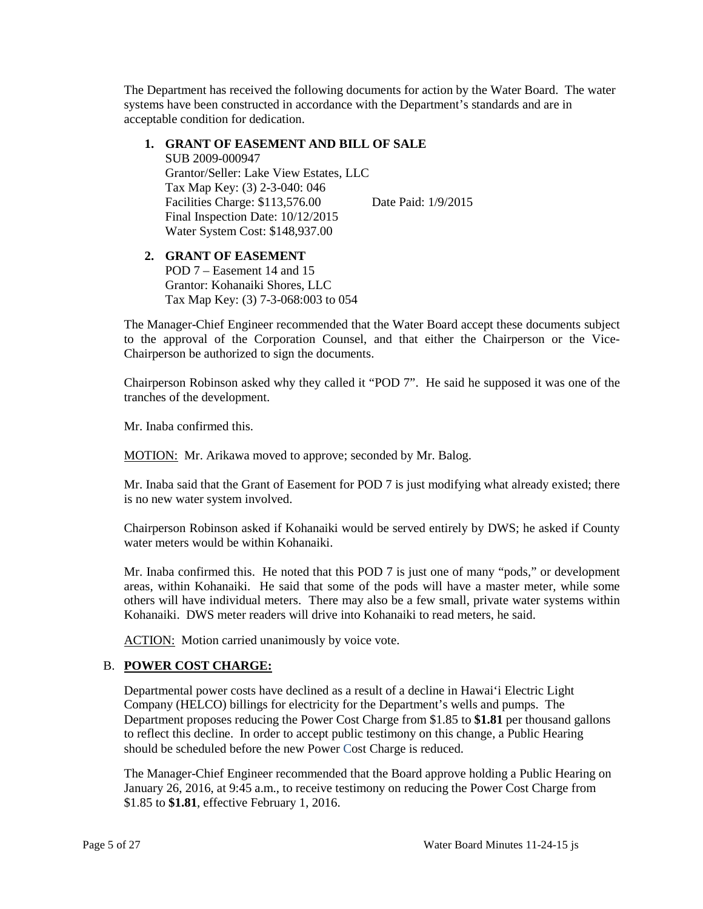The Department has received the following documents for action by the Water Board. The water systems have been constructed in accordance with the Department's standards and are in acceptable condition for dedication.

1. **GRANT OF EASEMENT AND BILL OF SALE**
   SUB 2009-000947
   Grantor/Seller: Lake View Estates, LLC
   Tax Map Key: (3) 2-3-040: 046
   Facilities Charge: $113,576.00 Date Paid: 1/9/2015
   Final Inspection Date: 10/12/2015
   Water System Cost: $148,937.00

2. **GRANT OF EASEMENT**
   POD 7 – Easement 14 and 15
   Grantor: Kohanaiki Shores, LLC
   Tax Map Key: (3) 7-3-068:003 to 054

The Manager-Chief Engineer recommended that the Water Board accept these documents subject to the approval of the Corporation Counsel, and that either the Chairperson or the Vice-Chairperson be authorized to sign the documents.

Chairperson Robinson asked why they called it "POD 7". He said he supposed it was one of the tranches of the development.

Mr. Inaba confirmed this.

MOTION: Mr. Arikawa moved to approve; seconded by Mr. Balog.

Mr. Inaba said that the Grant of Easement for POD 7 is just modifying what already existed; there is no new water system involved.

Chairperson Robinson asked if Kohanaiki would be served entirely by DWS; he asked if County water meters would be within Kohanaiki.

Mr. Inaba confirmed this. He noted that this POD 7 is just one of many "pods," or development areas, within Kohanaiki. He said that some of the pods will have a master meter, while some others will have individual meters. There may also be a few small, private water systems within Kohanaiki. DWS meter readers will drive into Kohanaiki to read meters, he said.

ACTION: Motion carried unanimously by voice vote.

B. **POWER COST CHARGE:**

Departmental power costs have declined as a result of a decline in Hawai'i Electric Light Company (HELCO) billings for electricity for the Department's wells and pumps. The Department proposes reducing the Power Cost Charge from $1.85 to **$1.81** per thousand gallons to reflect this decline. In order to accept public testimony on this change, a Public Hearing should be scheduled before the new Power Cost Charge is reduced.

The Manager-Chief Engineer recommended that the Board approve holding a Public Hearing on January 26, 2016, at 9:45 a.m., to receive testimony on reducing the Power Cost Charge from $1.85 to **$1.81**, effective February 1, 2016.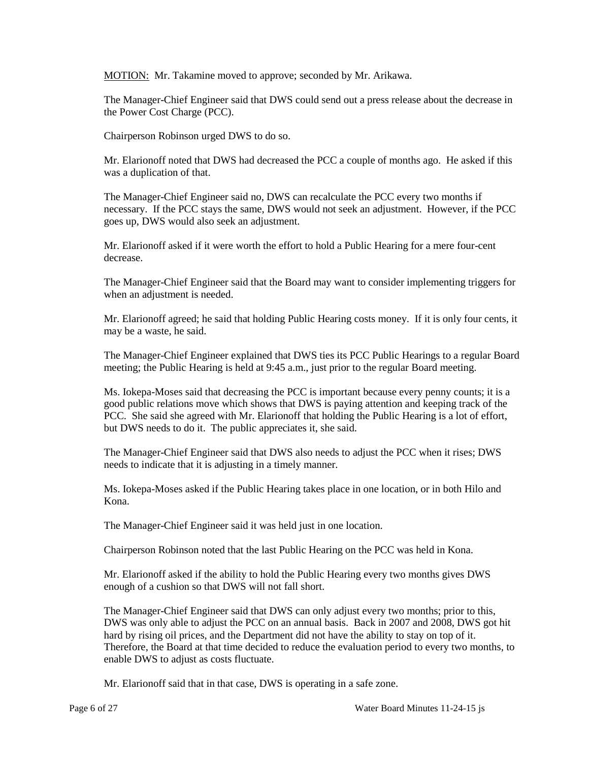<u>MOTION:</u> Mr. Takamine moved to approve; seconded by Mr. Arikawa.

The Manager-Chief Engineer said that DWS could send out a press release about the decrease in the Power Cost Charge (PCC).

Chairperson Robinson urged DWS to do so.

Mr. Elarionoff noted that DWS had decreased the PCC a couple of months ago. He asked if this was a duplication of that.

The Manager-Chief Engineer said no, DWS can recalculate the PCC every two months if necessary. If the PCC stays the same, DWS would not seek an adjustment. However, if the PCC goes up, DWS would also seek an adjustment.

Mr. Elarionoff asked if it were worth the effort to hold a Public Hearing for a mere four-cent decrease.

The Manager-Chief Engineer said that the Board may want to consider implementing triggers for when an adjustment is needed.

Mr. Elarionoff agreed; he said that holding Public Hearing costs money. If it is only four cents, it may be a waste, he said.

The Manager-Chief Engineer explained that DWS ties its PCC Public Hearings to a regular Board meeting; the Public Hearing is held at 9:45 a.m., just prior to the regular Board meeting.

Ms. Iokepa-Moses said that decreasing the PCC is important because every penny counts; it is a good public relations move which shows that DWS is paying attention and keeping track of the PCC. She said she agreed with Mr. Elarionoff that holding the Public Hearing is a lot of effort, but DWS needs to do it. The public appreciates it, she said.

The Manager-Chief Engineer said that DWS also needs to adjust the PCC when it rises; DWS needs to indicate that it is adjusting in a timely manner.

Ms. Iokepa-Moses asked if the Public Hearing takes place in one location, or in both Hilo and Kona.

The Manager-Chief Engineer said it was held just in one location.

Chairperson Robinson noted that the last Public Hearing on the PCC was held in Kona.

Mr. Elarionoff asked if the ability to hold the Public Hearing every two months gives DWS enough of a cushion so that DWS will not fall short.

The Manager-Chief Engineer said that DWS can only adjust every two months; prior to this, DWS was only able to adjust the PCC on an annual basis. Back in 2007 and 2008, DWS got hit hard by rising oil prices, and the Department did not have the ability to stay on top of it. Therefore, the Board at that time decided to reduce the evaluation period to every two months, to enable DWS to adjust as costs fluctuate.

Mr. Elarionoff said that in that case, DWS is operating in a safe zone.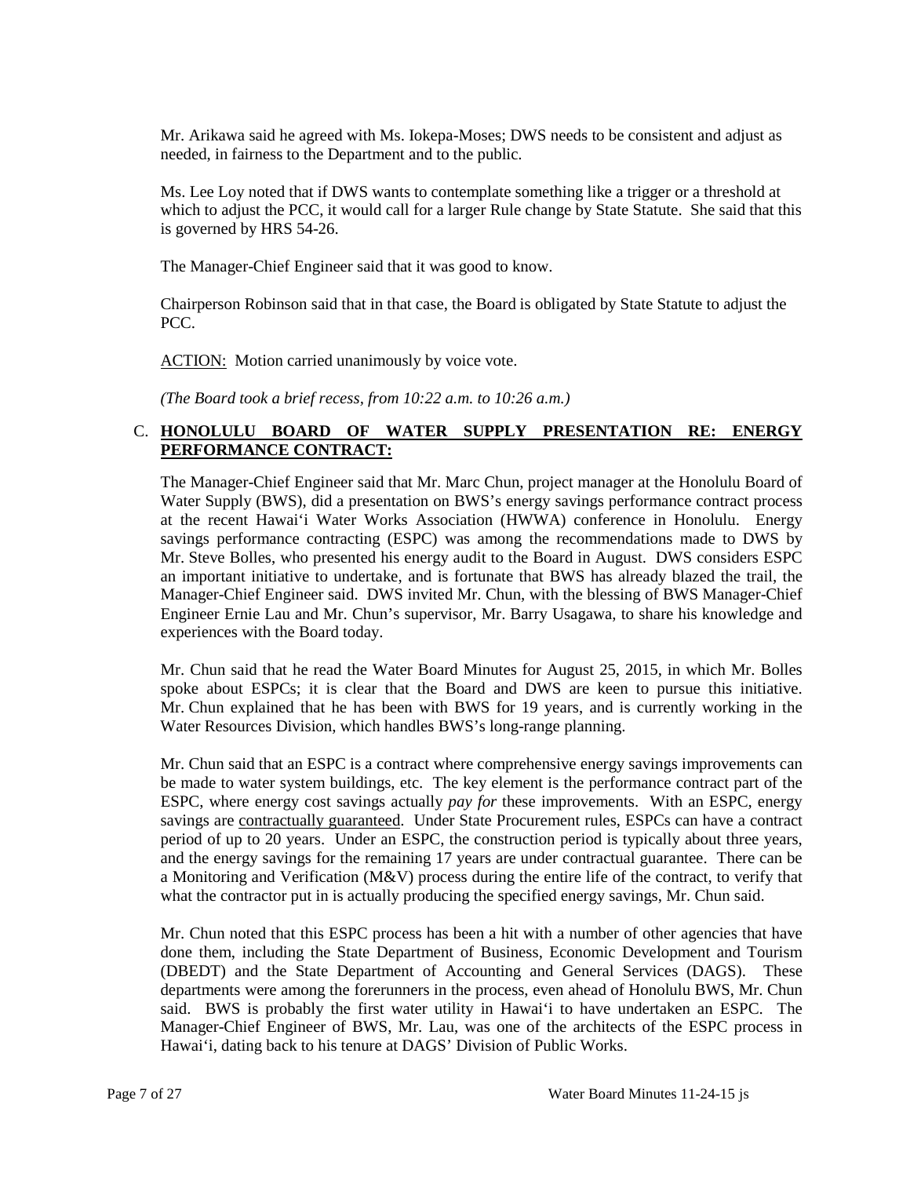Mr. Arikawa said he agreed with Ms. Iokepa-Moses; DWS needs to be consistent and adjust as needed, in fairness to the Department and to the public.

Ms. Lee Loy noted that if DWS wants to contemplate something like a trigger or a threshold at which to adjust the PCC, it would call for a larger Rule change by State Statute. She said that this is governed by HRS 54-26.

The Manager-Chief Engineer said that it was good to know.

Chairperson Robinson said that in that case, the Board is obligated by State Statute to adjust the PCC.

ACTION: Motion carried unanimously by voice vote.

*(The Board took a brief recess, from 10:22 a.m. to 10:26 a.m.)*

C. **HONOLULU BOARD OF WATER SUPPLY PRESENTATION RE: ENERGY PERFORMANCE CONTRACT:**

The Manager-Chief Engineer said that Mr. Marc Chun, project manager at the Honolulu Board of Water Supply (BWS), did a presentation on BWS's energy savings performance contract process at the recent Hawai'i Water Works Association (HWWA) conference in Honolulu. Energy savings performance contracting (ESPC) was among the recommendations made to DWS by Mr. Steve Bolles, who presented his energy audit to the Board in August. DWS considers ESPC an important initiative to undertake, and is fortunate that BWS has already blazed the trail, the Manager-Chief Engineer said. DWS invited Mr. Chun, with the blessing of BWS Manager-Chief Engineer Ernie Lau and Mr. Chun's supervisor, Mr. Barry Usagawa, to share his knowledge and experiences with the Board today.

Mr. Chun said that he read the Water Board Minutes for August 25, 2015, in which Mr. Bolles spoke about ESPCs; it is clear that the Board and DWS are keen to pursue this initiative. Mr. Chun explained that he has been with BWS for 19 years, and is currently working in the Water Resources Division, which handles BWS's long-range planning.

Mr. Chun said that an ESPC is a contract where comprehensive energy savings improvements can be made to water system buildings, etc. The key element is the performance contract part of the ESPC, where energy cost savings actually *pay for* these improvements. With an ESPC, energy savings are contractually guaranteed. Under State Procurement rules, ESPCs can have a contract period of up to 20 years. Under an ESPC, the construction period is typically about three years, and the energy savings for the remaining 17 years are under contractual guarantee. There can be a Monitoring and Verification (M&V) process during the entire life of the contract, to verify that what the contractor put in is actually producing the specified energy savings, Mr. Chun said.

Mr. Chun noted that this ESPC process has been a hit with a number of other agencies that have done them, including the State Department of Business, Economic Development and Tourism (DBEDT) and the State Department of Accounting and General Services (DAGS). These departments were among the forerunners in the process, even ahead of Honolulu BWS, Mr. Chun said. BWS is probably the first water utility in Hawai'i to have undertaken an ESPC. The Manager-Chief Engineer of BWS, Mr. Lau, was one of the architects of the ESPC process in Hawai'i, dating back to his tenure at DAGS' Division of Public Works.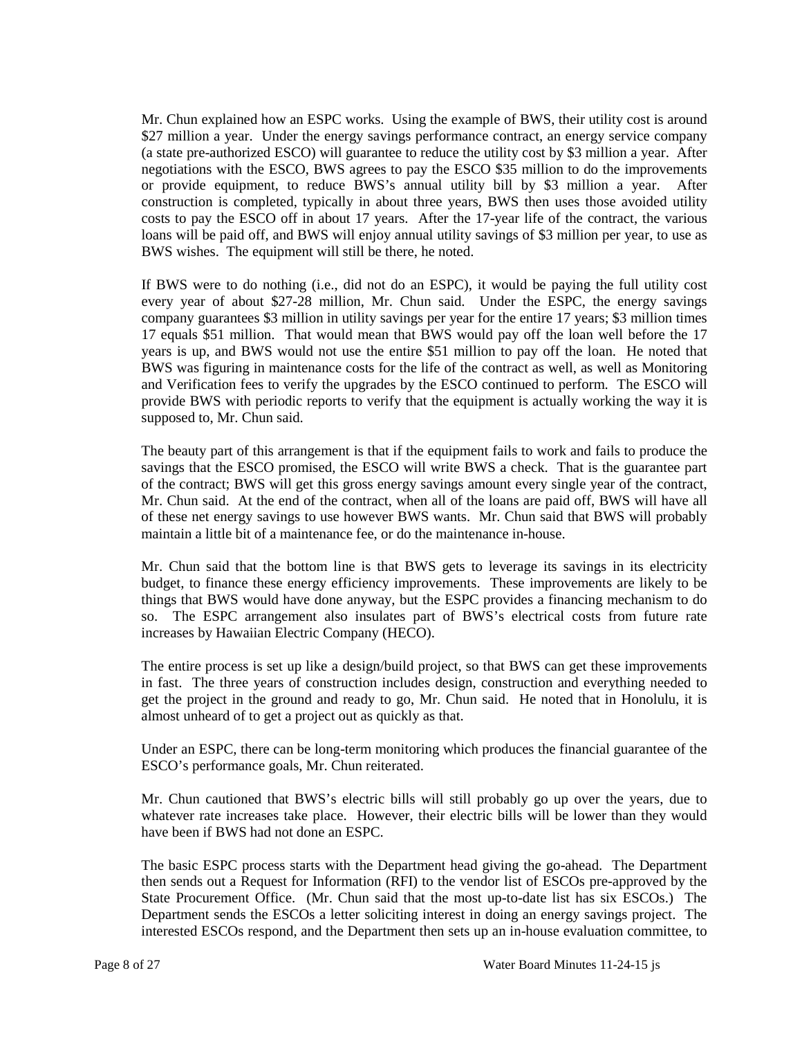Mr. Chun explained how an ESPC works. Using the example of BWS, their utility cost is around $27 million a year. Under the energy savings performance contract, an energy service company (a state pre-authorized ESCO) will guarantee to reduce the utility cost by $3 million a year. After negotiations with the ESCO, BWS agrees to pay the ESCO $35 million to do the improvements or provide equipment, to reduce BWS's annual utility bill by $3 million a year. After construction is completed, typically in about three years, BWS then uses those avoided utility costs to pay the ESCO off in about 17 years. After the 17-year life of the contract, the various loans will be paid off, and BWS will enjoy annual utility savings of $3 million per year, to use as BWS wishes. The equipment will still be there, he noted.

If BWS were to do nothing (i.e., did not do an ESPC), it would be paying the full utility cost every year of about $27-28 million, Mr. Chun said. Under the ESPC, the energy savings company guarantees $3 million in utility savings per year for the entire 17 years; $3 million times 17 equals $51 million. That would mean that BWS would pay off the loan well before the 17 years is up, and BWS would not use the entire $51 million to pay off the loan. He noted that BWS was figuring in maintenance costs for the life of the contract as well, as well as Monitoring and Verification fees to verify the upgrades by the ESCO continued to perform. The ESCO will provide BWS with periodic reports to verify that the equipment is actually working the way it is supposed to, Mr. Chun said.

The beauty part of this arrangement is that if the equipment fails to work and fails to produce the savings that the ESCO promised, the ESCO will write BWS a check. That is the guarantee part of the contract; BWS will get this gross energy savings amount every single year of the contract, Mr. Chun said. At the end of the contract, when all of the loans are paid off, BWS will have all of these net energy savings to use however BWS wants. Mr. Chun said that BWS will probably maintain a little bit of a maintenance fee, or do the maintenance in-house.

Mr. Chun said that the bottom line is that BWS gets to leverage its savings in its electricity budget, to finance these energy efficiency improvements. These improvements are likely to be things that BWS would have done anyway, but the ESPC provides a financing mechanism to do so. The ESPC arrangement also insulates part of BWS's electrical costs from future rate increases by Hawaiian Electric Company (HECO).

The entire process is set up like a design/build project, so that BWS can get these improvements in fast. The three years of construction includes design, construction and everything needed to get the project in the ground and ready to go, Mr. Chun said. He noted that in Honolulu, it is almost unheard of to get a project out as quickly as that.

Under an ESPC, there can be long-term monitoring which produces the financial guarantee of the ESCO's performance goals, Mr. Chun reiterated.

Mr. Chun cautioned that BWS's electric bills will still probably go up over the years, due to whatever rate increases take place. However, their electric bills will be lower than they would have been if BWS had not done an ESPC.

The basic ESPC process starts with the Department head giving the go-ahead. The Department then sends out a Request for Information (RFI) to the vendor list of ESCOs pre-approved by the State Procurement Office. (Mr. Chun said that the most up-to-date list has six ESCOs.) The Department sends the ESCOs a letter soliciting interest in doing an energy savings project. The interested ESCOs respond, and the Department then sets up an in-house evaluation committee, to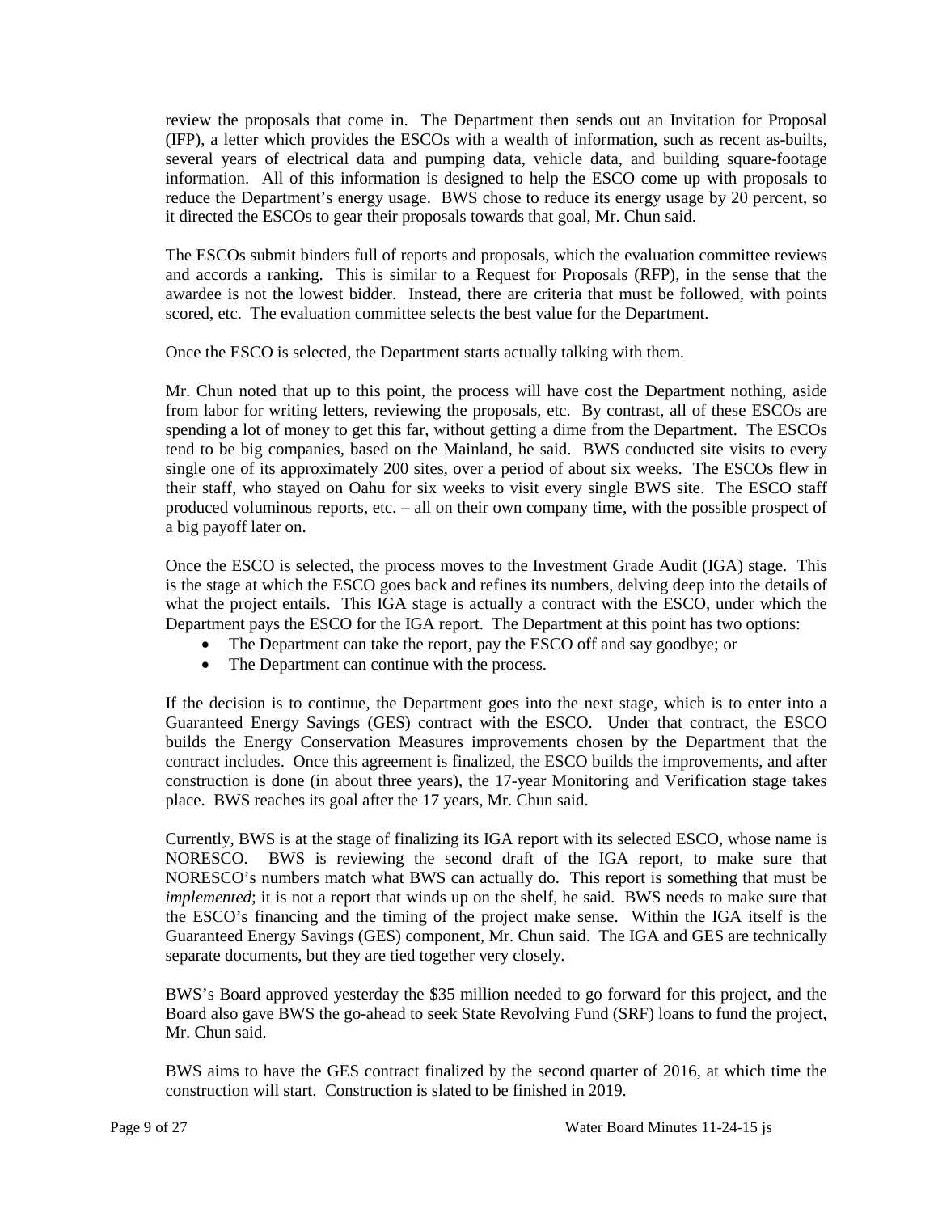review the proposals that come in. The Department then sends out an Invitation for Proposal (IFP), a letter which provides the ESCOs with a wealth of information, such as recent as-builts, several years of electrical data and pumping data, vehicle data, and building square-footage information. All of this information is designed to help the ESCO come up with proposals to reduce the Department's energy usage. BWS chose to reduce its energy usage by 20 percent, so it directed the ESCOs to gear their proposals towards that goal, Mr. Chun said.

The ESCOs submit binders full of reports and proposals, which the evaluation committee reviews and accords a ranking. This is similar to a Request for Proposals (RFP), in the sense that the awardee is not the lowest bidder. Instead, there are criteria that must be followed, with points scored, etc. The evaluation committee selects the best value for the Department.

Once the ESCO is selected, the Department starts actually talking with them.

Mr. Chun noted that up to this point, the process will have cost the Department nothing, aside from labor for writing letters, reviewing the proposals, etc. By contrast, all of these ESCOs are spending a lot of money to get this far, without getting a dime from the Department. The ESCOs tend to be big companies, based on the Mainland, he said. BWS conducted site visits to every single one of its approximately 200 sites, over a period of about six weeks. The ESCOs flew in their staff, who stayed on Oahu for six weeks to visit every single BWS site. The ESCO staff produced voluminous reports, etc. – all on their own company time, with the possible prospect of a big payoff later on.

Once the ESCO is selected, the process moves to the Investment Grade Audit (IGA) stage. This is the stage at which the ESCO goes back and refines its numbers, delving deep into the details of what the project entails. This IGA stage is actually a contract with the ESCO, under which the Department pays the ESCO for the IGA report. The Department at this point has two options:

- The Department can take the report, pay the ESCO off and say goodbye; or
- The Department can continue with the process.

If the decision is to continue, the Department goes into the next stage, which is to enter into a Guaranteed Energy Savings (GES) contract with the ESCO. Under that contract, the ESCO builds the Energy Conservation Measures improvements chosen by the Department that the contract includes. Once this agreement is finalized, the ESCO builds the improvements, and after construction is done (in about three years), the 17-year Monitoring and Verification stage takes place. BWS reaches its goal after the 17 years, Mr. Chun said.

Currently, BWS is at the stage of finalizing its IGA report with its selected ESCO, whose name is NORESCO. BWS is reviewing the second draft of the IGA report, to make sure that NORESCO's numbers match what BWS can actually do. This report is something that must be *implemented*; it is not a report that winds up on the shelf, he said. BWS needs to make sure that the ESCO's financing and the timing of the project make sense. Within the IGA itself is the Guaranteed Energy Savings (GES) component, Mr. Chun said. The IGA and GES are technically separate documents, but they are tied together very closely.

BWS's Board approved yesterday the $35 million needed to go forward for this project, and the Board also gave BWS the go-ahead to seek State Revolving Fund (SRF) loans to fund the project, Mr. Chun said.

BWS aims to have the GES contract finalized by the second quarter of 2016, at which time the construction will start. Construction is slated to be finished in 2019.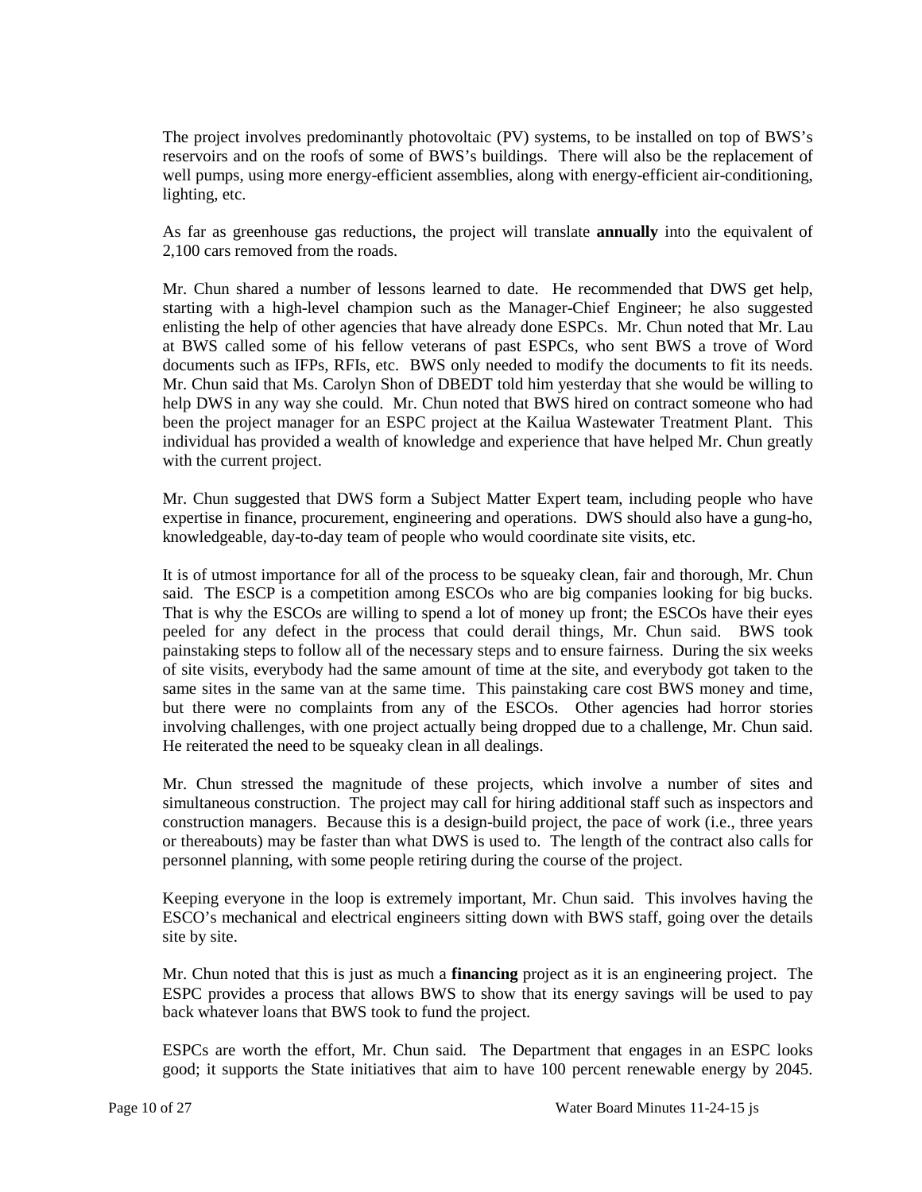The project involves predominantly photovoltaic (PV) systems, to be installed on top of BWS's reservoirs and on the roofs of some of BWS's buildings. There will also be the replacement of well pumps, using more energy-efficient assemblies, along with energy-efficient air-conditioning, lighting, etc.

As far as greenhouse gas reductions, the project will translate **annually** into the equivalent of 2,100 cars removed from the roads.

Mr. Chun shared a number of lessons learned to date. He recommended that DWS get help, starting with a high-level champion such as the Manager-Chief Engineer; he also suggested enlisting the help of other agencies that have already done ESPCs. Mr. Chun noted that Mr. Lau at BWS called some of his fellow veterans of past ESPCs, who sent BWS a trove of Word documents such as IFPs, RFIs, etc. BWS only needed to modify the documents to fit its needs. Mr. Chun said that Ms. Carolyn Shon of DBEDT told him yesterday that she would be willing to help DWS in any way she could. Mr. Chun noted that BWS hired on contract someone who had been the project manager for an ESPC project at the Kailua Wastewater Treatment Plant. This individual has provided a wealth of knowledge and experience that have helped Mr. Chun greatly with the current project.

Mr. Chun suggested that DWS form a Subject Matter Expert team, including people who have expertise in finance, procurement, engineering and operations. DWS should also have a gung-ho, knowledgeable, day-to-day team of people who would coordinate site visits, etc.

It is of utmost importance for all of the process to be squeaky clean, fair and thorough, Mr. Chun said. The ESCP is a competition among ESCOs who are big companies looking for big bucks. That is why the ESCOs are willing to spend a lot of money up front; the ESCOs have their eyes peeled for any defect in the process that could derail things, Mr. Chun said. BWS took painstaking steps to follow all of the necessary steps and to ensure fairness. During the six weeks of site visits, everybody had the same amount of time at the site, and everybody got taken to the same sites in the same van at the same time. This painstaking care cost BWS money and time, but there were no complaints from any of the ESCOs. Other agencies had horror stories involving challenges, with one project actually being dropped due to a challenge, Mr. Chun said. He reiterated the need to be squeaky clean in all dealings.

Mr. Chun stressed the magnitude of these projects, which involve a number of sites and simultaneous construction. The project may call for hiring additional staff such as inspectors and construction managers. Because this is a design-build project, the pace of work (i.e., three years or thereabouts) may be faster than what DWS is used to. The length of the contract also calls for personnel planning, with some people retiring during the course of the project.

Keeping everyone in the loop is extremely important, Mr. Chun said. This involves having the ESCO's mechanical and electrical engineers sitting down with BWS staff, going over the details site by site.

Mr. Chun noted that this is just as much a **financing** project as it is an engineering project. The ESPC provides a process that allows BWS to show that its energy savings will be used to pay back whatever loans that BWS took to fund the project.

ESPCs are worth the effort, Mr. Chun said. The Department that engages in an ESPC looks good; it supports the State initiatives that aim to have 100 percent renewable energy by 2045.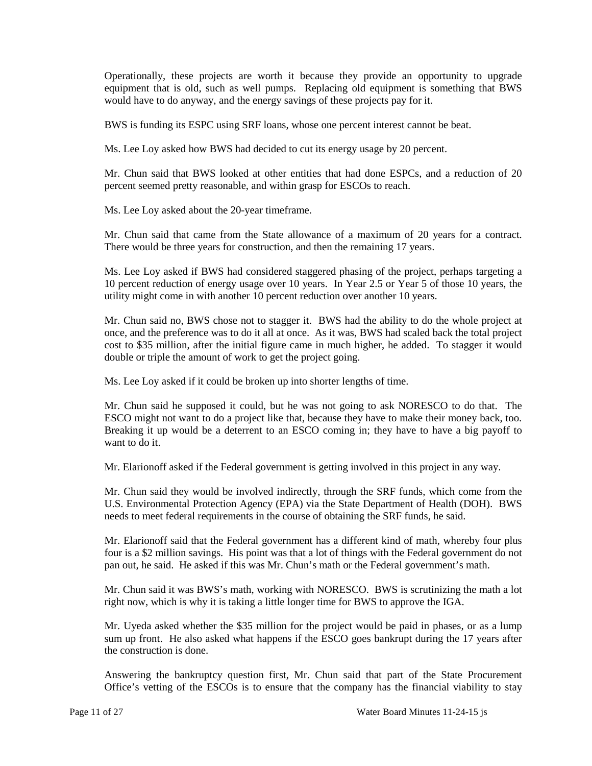Operationally, these projects are worth it because they provide an opportunity to upgrade equipment that is old, such as well pumps. Replacing old equipment is something that BWS would have to do anyway, and the energy savings of these projects pay for it.

BWS is funding its ESPC using SRF loans, whose one percent interest cannot be beat.

Ms. Lee Loy asked how BWS had decided to cut its energy usage by 20 percent.

Mr. Chun said that BWS looked at other entities that had done ESPCs, and a reduction of 20 percent seemed pretty reasonable, and within grasp for ESCOs to reach.

Ms. Lee Loy asked about the 20-year timeframe.

Mr. Chun said that came from the State allowance of a maximum of 20 years for a contract. There would be three years for construction, and then the remaining 17 years.

Ms. Lee Loy asked if BWS had considered staggered phasing of the project, perhaps targeting a 10 percent reduction of energy usage over 10 years. In Year 2.5 or Year 5 of those 10 years, the utility might come in with another 10 percent reduction over another 10 years.

Mr. Chun said no, BWS chose not to stagger it. BWS had the ability to do the whole project at once, and the preference was to do it all at once. As it was, BWS had scaled back the total project cost to $35 million, after the initial figure came in much higher, he added. To stagger it would double or triple the amount of work to get the project going.

Ms. Lee Loy asked if it could be broken up into shorter lengths of time.

Mr. Chun said he supposed it could, but he was not going to ask NORESCO to do that. The ESCO might not want to do a project like that, because they have to make their money back, too. Breaking it up would be a deterrent to an ESCO coming in; they have to have a big payoff to want to do it.

Mr. Elarionoff asked if the Federal government is getting involved in this project in any way.

Mr. Chun said they would be involved indirectly, through the SRF funds, which come from the U.S. Environmental Protection Agency (EPA) via the State Department of Health (DOH). BWS needs to meet federal requirements in the course of obtaining the SRF funds, he said.

Mr. Elarionoff said that the Federal government has a different kind of math, whereby four plus four is a $2 million savings. His point was that a lot of things with the Federal government do not pan out, he said. He asked if this was Mr. Chun's math or the Federal government's math.

Mr. Chun said it was BWS's math, working with NORESCO. BWS is scrutinizing the math a lot right now, which is why it is taking a little longer time for BWS to approve the IGA.

Mr. Uyeda asked whether the $35 million for the project would be paid in phases, or as a lump sum up front. He also asked what happens if the ESCO goes bankrupt during the 17 years after the construction is done.

Answering the bankruptcy question first, Mr. Chun said that part of the State Procurement Office's vetting of the ESCOs is to ensure that the company has the financial viability to stay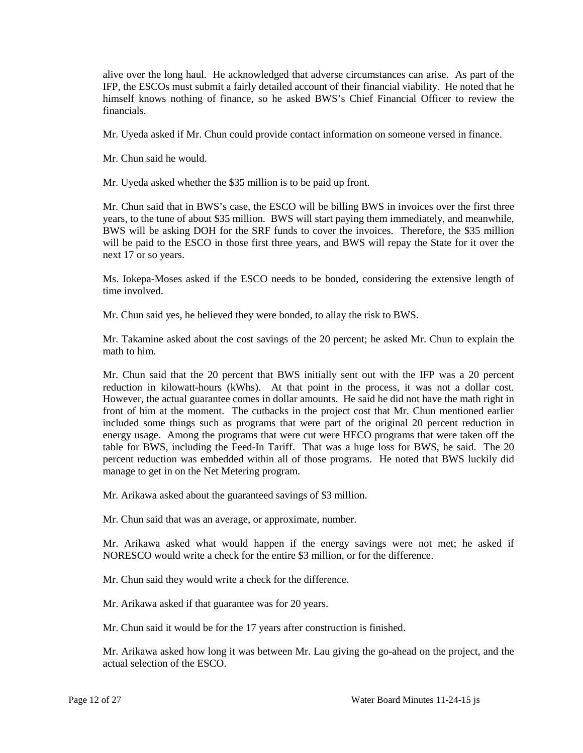alive over the long haul. He acknowledged that adverse circumstances can arise. As part of the IFP, the ESCOs must submit a fairly detailed account of their financial viability. He noted that he himself knows nothing of finance, so he asked BWS's Chief Financial Officer to review the financials.

Mr. Uyeda asked if Mr. Chun could provide contact information on someone versed in finance.

Mr. Chun said he would.

Mr. Uyeda asked whether the $35 million is to be paid up front.

Mr. Chun said that in BWS's case, the ESCO will be billing BWS in invoices over the first three years, to the tune of about $35 million. BWS will start paying them immediately, and meanwhile, BWS will be asking DOH for the SRF funds to cover the invoices. Therefore, the $35 million will be paid to the ESCO in those first three years, and BWS will repay the State for it over the next 17 or so years.

Ms. Iokepa-Moses asked if the ESCO needs to be bonded, considering the extensive length of time involved.

Mr. Chun said yes, he believed they were bonded, to allay the risk to BWS.

Mr. Takamine asked about the cost savings of the 20 percent; he asked Mr. Chun to explain the math to him.

Mr. Chun said that the 20 percent that BWS initially sent out with the IFP was a 20 percent reduction in kilowatt-hours (kWhs). At that point in the process, it was not a dollar cost. However, the actual guarantee comes in dollar amounts. He said he did not have the math right in front of him at the moment. The cutbacks in the project cost that Mr. Chun mentioned earlier included some things such as programs that were part of the original 20 percent reduction in energy usage. Among the programs that were cut were HECO programs that were taken off the table for BWS, including the Feed-In Tariff. That was a huge loss for BWS, he said. The 20 percent reduction was embedded within all of those programs. He noted that BWS luckily did manage to get in on the Net Metering program.

Mr. Arikawa asked about the guaranteed savings of $3 million.

Mr. Chun said that was an average, or approximate, number.

Mr. Arikawa asked what would happen if the energy savings were not met; he asked if NORESCO would write a check for the entire $3 million, or for the difference.

Mr. Chun said they would write a check for the difference.

Mr. Arikawa asked if that guarantee was for 20 years.

Mr. Chun said it would be for the 17 years after construction is finished.

Mr. Arikawa asked how long it was between Mr. Lau giving the go-ahead on the project, and the actual selection of the ESCO.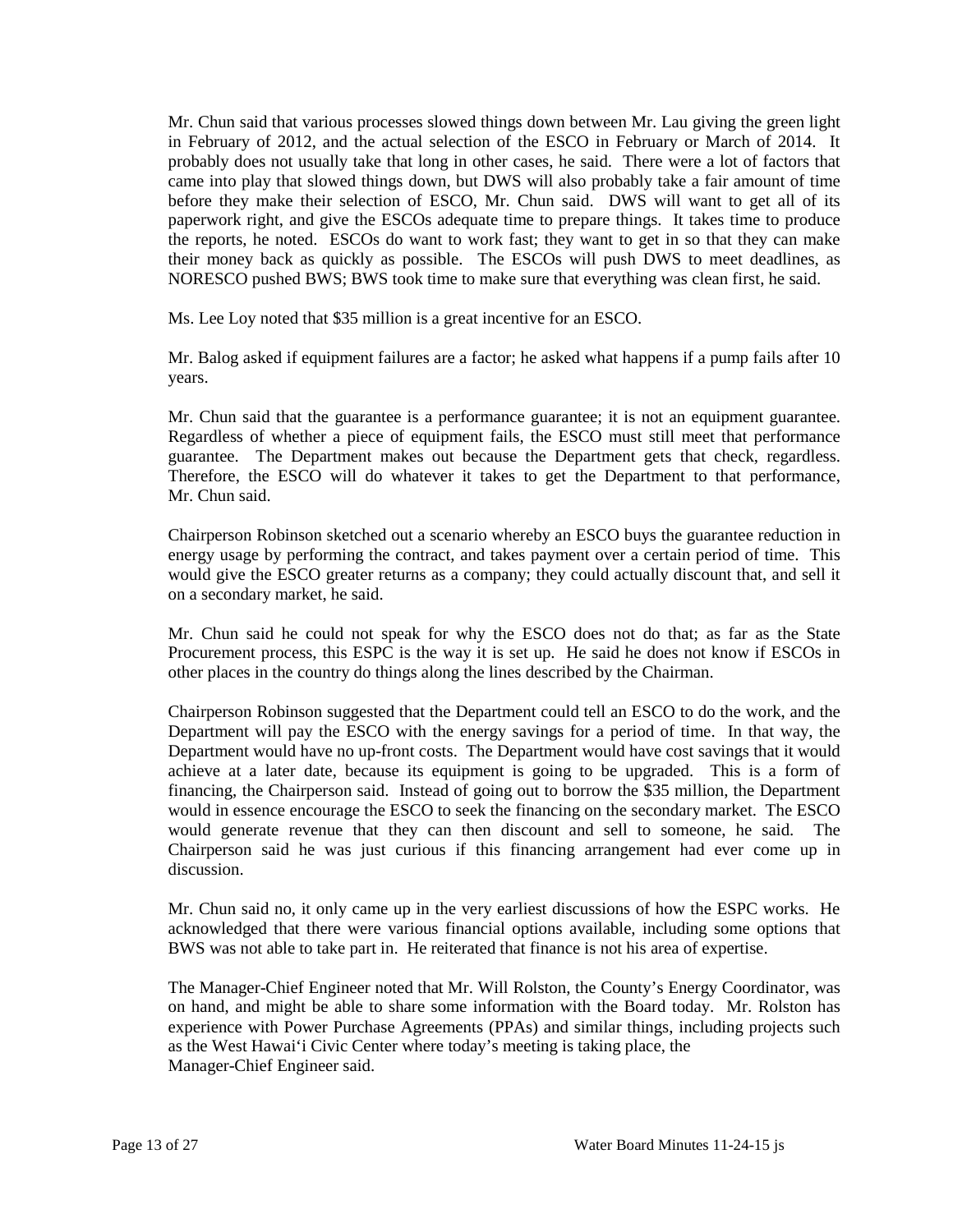Mr. Chun said that various processes slowed things down between Mr. Lau giving the green light in February of 2012, and the actual selection of the ESCO in February or March of 2014. It probably does not usually take that long in other cases, he said. There were a lot of factors that came into play that slowed things down, but DWS will also probably take a fair amount of time before they make their selection of ESCO, Mr. Chun said. DWS will want to get all of its paperwork right, and give the ESCOs adequate time to prepare things. It takes time to produce the reports, he noted. ESCOs do want to work fast; they want to get in so that they can make their money back as quickly as possible. The ESCOs will push DWS to meet deadlines, as NORESCO pushed BWS; BWS took time to make sure that everything was clean first, he said.

Ms. Lee Loy noted that $35 million is a great incentive for an ESCO.

Mr. Balog asked if equipment failures are a factor; he asked what happens if a pump fails after 10 years.

Mr. Chun said that the guarantee is a performance guarantee; it is not an equipment guarantee. Regardless of whether a piece of equipment fails, the ESCO must still meet that performance guarantee. The Department makes out because the Department gets that check, regardless. Therefore, the ESCO will do whatever it takes to get the Department to that performance, Mr. Chun said.

Chairperson Robinson sketched out a scenario whereby an ESCO buys the guarantee reduction in energy usage by performing the contract, and takes payment over a certain period of time. This would give the ESCO greater returns as a company; they could actually discount that, and sell it on a secondary market, he said.

Mr. Chun said he could not speak for why the ESCO does not do that; as far as the State Procurement process, this ESPC is the way it is set up. He said he does not know if ESCOs in other places in the country do things along the lines described by the Chairman.

Chairperson Robinson suggested that the Department could tell an ESCO to do the work, and the Department will pay the ESCO with the energy savings for a period of time. In that way, the Department would have no up-front costs. The Department would have cost savings that it would achieve at a later date, because its equipment is going to be upgraded. This is a form of financing, the Chairperson said. Instead of going out to borrow the $35 million, the Department would in essence encourage the ESCO to seek the financing on the secondary market. The ESCO would generate revenue that they can then discount and sell to someone, he said. The Chairperson said he was just curious if this financing arrangement had ever come up in discussion.

Mr. Chun said no, it only came up in the very earliest discussions of how the ESPC works. He acknowledged that there were various financial options available, including some options that BWS was not able to take part in. He reiterated that finance is not his area of expertise.

The Manager-Chief Engineer noted that Mr. Will Rolston, the County's Energy Coordinator, was on hand, and might be able to share some information with the Board today. Mr. Rolston has experience with Power Purchase Agreements (PPAs) and similar things, including projects such as the West Hawai'i Civic Center where today's meeting is taking place, the Manager-Chief Engineer said.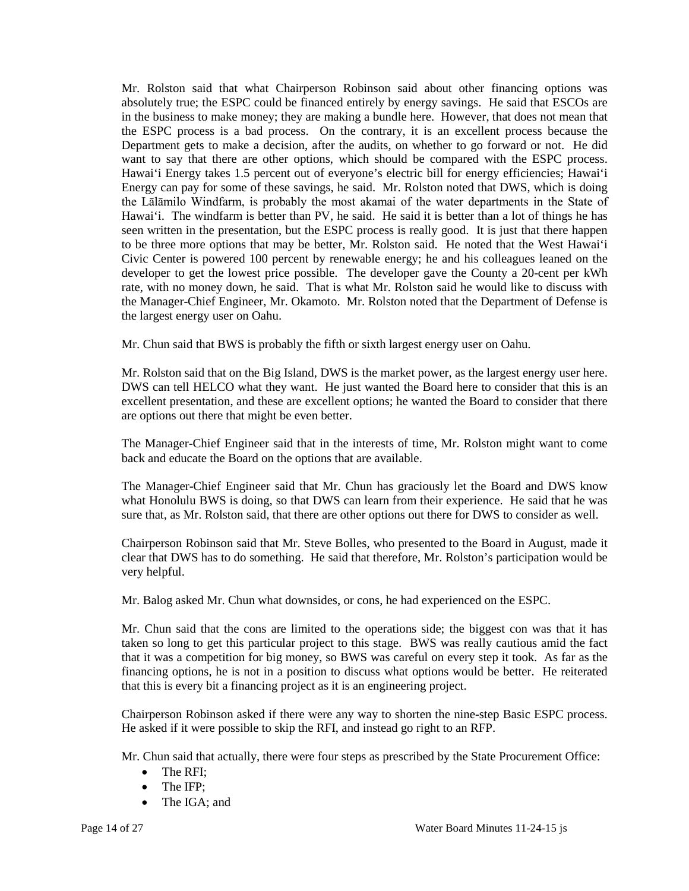Mr. Rolston said that what Chairperson Robinson said about other financing options was absolutely true; the ESPC could be financed entirely by energy savings. He said that ESCOs are in the business to make money; they are making a bundle here. However, that does not mean that the ESPC process is a bad process. On the contrary, it is an excellent process because the Department gets to make a decision, after the audits, on whether to go forward or not. He did want to say that there are other options, which should be compared with the ESPC process. Hawaiʻi Energy takes 1.5 percent out of everyone's electric bill for energy efficiencies; Hawaiʻi Energy can pay for some of these savings, he said. Mr. Rolston noted that DWS, which is doing the Lālāmilo Windfarm, is probably the most akamai of the water departments in the State of Hawaiʻi. The windfarm is better than PV, he said. He said it is better than a lot of things he has seen written in the presentation, but the ESPC process is really good. It is just that there happen to be three more options that may be better, Mr. Rolston said. He noted that the West Hawaiʻi Civic Center is powered 100 percent by renewable energy; he and his colleagues leaned on the developer to get the lowest price possible. The developer gave the County a 20-cent per kWh rate, with no money down, he said. That is what Mr. Rolston said he would like to discuss with the Manager-Chief Engineer, Mr. Okamoto. Mr. Rolston noted that the Department of Defense is the largest energy user on Oahu.

Mr. Chun said that BWS is probably the fifth or sixth largest energy user on Oahu.

Mr. Rolston said that on the Big Island, DWS is the market power, as the largest energy user here. DWS can tell HELCO what they want. He just wanted the Board here to consider that this is an excellent presentation, and these are excellent options; he wanted the Board to consider that there are options out there that might be even better.

The Manager-Chief Engineer said that in the interests of time, Mr. Rolston might want to come back and educate the Board on the options that are available.

The Manager-Chief Engineer said that Mr. Chun has graciously let the Board and DWS know what Honolulu BWS is doing, so that DWS can learn from their experience. He said that he was sure that, as Mr. Rolston said, that there are other options out there for DWS to consider as well.

Chairperson Robinson said that Mr. Steve Bolles, who presented to the Board in August, made it clear that DWS has to do something. He said that therefore, Mr. Rolston's participation would be very helpful.

Mr. Balog asked Mr. Chun what downsides, or cons, he had experienced on the ESPC.

Mr. Chun said that the cons are limited to the operations side; the biggest con was that it has taken so long to get this particular project to this stage. BWS was really cautious amid the fact that it was a competition for big money, so BWS was careful on every step it took. As far as the financing options, he is not in a position to discuss what options would be better. He reiterated that this is every bit a financing project as it is an engineering project.

Chairperson Robinson asked if there were any way to shorten the nine-step Basic ESPC process. He asked if it were possible to skip the RFI, and instead go right to an RFP.

Mr. Chun said that actually, there were four steps as prescribed by the State Procurement Office:

- The RFI;
- The IFP;
- The IGA; and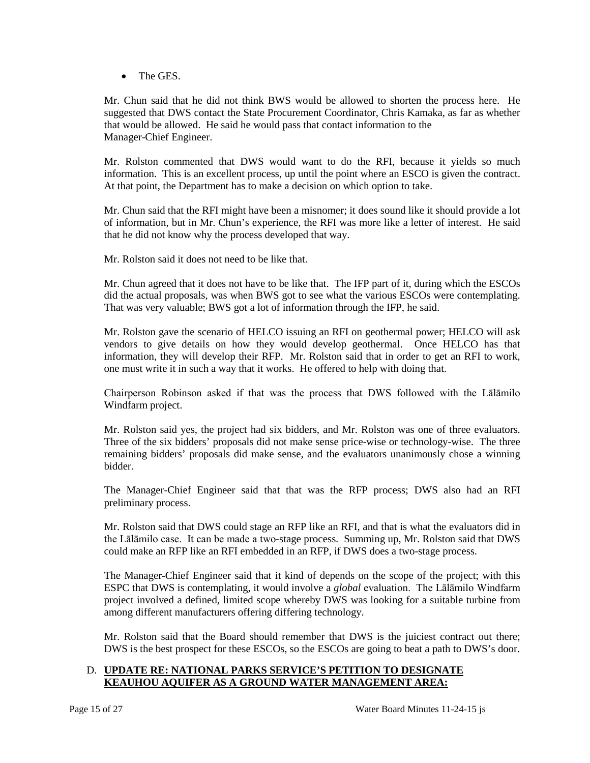- The GES.

Mr. Chun said that he did not think BWS would be allowed to shorten the process here. He suggested that DWS contact the State Procurement Coordinator, Chris Kamaka, as far as whether that would be allowed. He said he would pass that contact information to the Manager-Chief Engineer.

Mr. Rolston commented that DWS would want to do the RFI, because it yields so much information. This is an excellent process, up until the point where an ESCO is given the contract. At that point, the Department has to make a decision on which option to take.

Mr. Chun said that the RFI might have been a misnomer; it does sound like it should provide a lot of information, but in Mr. Chun's experience, the RFI was more like a letter of interest. He said that he did not know why the process developed that way.

Mr. Rolston said it does not need to be like that.

Mr. Chun agreed that it does not have to be like that. The IFP part of it, during which the ESCOs did the actual proposals, was when BWS got to see what the various ESCOs were contemplating. That was very valuable; BWS got a lot of information through the IFP, he said.

Mr. Rolston gave the scenario of HELCO issuing an RFI on geothermal power; HELCO will ask vendors to give details on how they would develop geothermal. Once HELCO has that information, they will develop their RFP. Mr. Rolston said that in order to get an RFI to work, one must write it in such a way that it works. He offered to help with doing that.

Chairperson Robinson asked if that was the process that DWS followed with the Lālāmilo Windfarm project.

Mr. Rolston said yes, the project had six bidders, and Mr. Rolston was one of three evaluators. Three of the six bidders' proposals did not make sense price-wise or technology-wise. The three remaining bidders' proposals did make sense, and the evaluators unanimously chose a winning bidder.

The Manager-Chief Engineer said that that was the RFP process; DWS also had an RFI preliminary process.

Mr. Rolston said that DWS could stage an RFP like an RFI, and that is what the evaluators did in the Lālāmilo case. It can be made a two-stage process. Summing up, Mr. Rolston said that DWS could make an RFP like an RFI embedded in an RFP, if DWS does a two-stage process.

The Manager-Chief Engineer said that it kind of depends on the scope of the project; with this ESPC that DWS is contemplating, it would involve a *global* evaluation. The Lālāmilo Windfarm project involved a defined, limited scope whereby DWS was looking for a suitable turbine from among different manufacturers offering differing technology.

Mr. Rolston said that the Board should remember that DWS is the juiciest contract out there; DWS is the best prospect for these ESCOs, so the ESCOs are going to beat a path to DWS's door.

D. **UPDATE RE: NATIONAL PARKS SERVICE'S PETITION TO DESIGNATE KEAUHOU AQUIFER AS A GROUND WATER MANAGEMENT AREA:**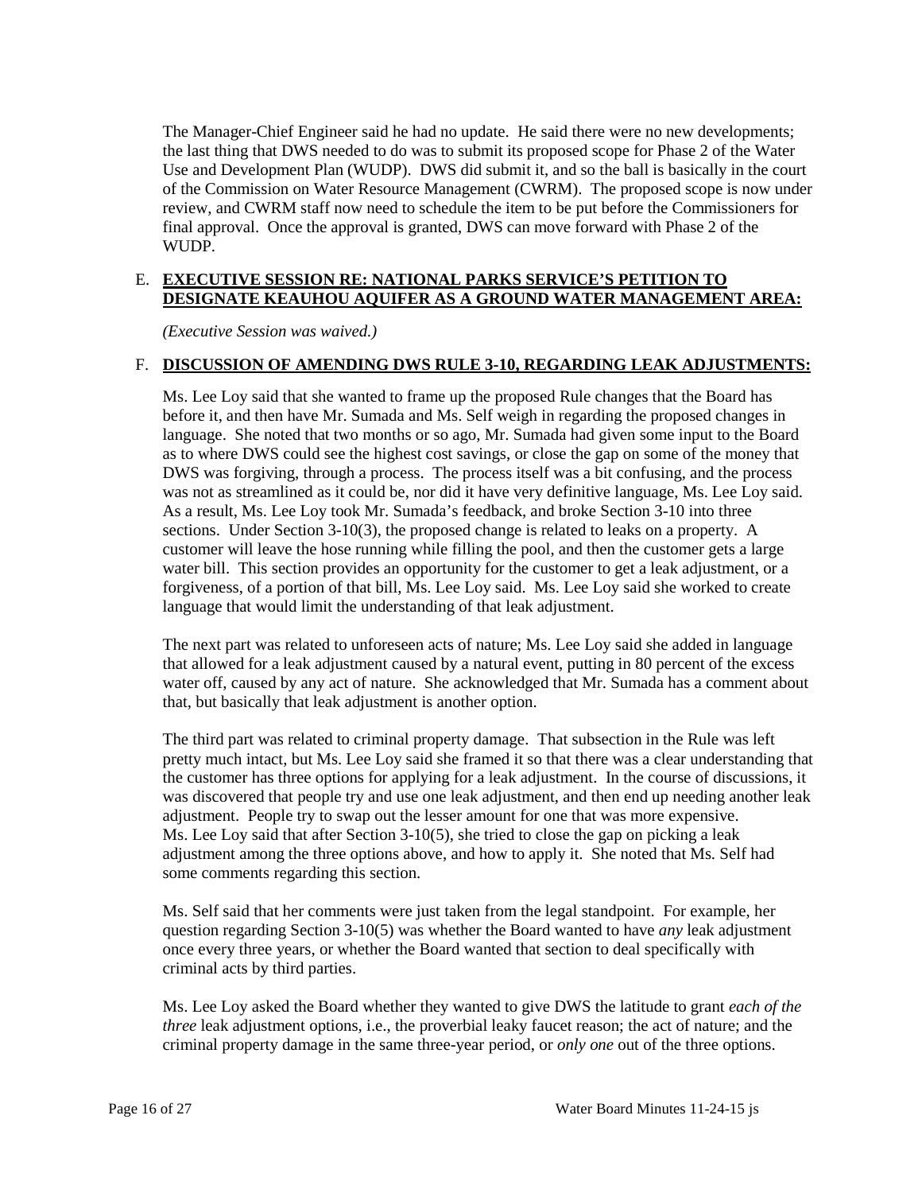The Manager-Chief Engineer said he had no update. He said there were no new developments; the last thing that DWS needed to do was to submit its proposed scope for Phase 2 of the Water Use and Development Plan (WUDP). DWS did submit it, and so the ball is basically in the court of the Commission on Water Resource Management (CWRM). The proposed scope is now under review, and CWRM staff now need to schedule the item to be put before the Commissioners for final approval. Once the approval is granted, DWS can move forward with Phase 2 of the WUDP.

E. **EXECUTIVE SESSION RE: NATIONAL PARKS SERVICE'S PETITION TO DESIGNATE KEAUHOU AQUIFER AS A GROUND WATER MANAGEMENT AREA:**

*(Executive Session was waived.)*

F. **DISCUSSION OF AMENDING DWS RULE 3-10, REGARDING LEAK ADJUSTMENTS:**

Ms. Lee Loy said that she wanted to frame up the proposed Rule changes that the Board has before it, and then have Mr. Sumada and Ms. Self weigh in regarding the proposed changes in language. She noted that two months or so ago, Mr. Sumada had given some input to the Board as to where DWS could see the highest cost savings, or close the gap on some of the money that DWS was forgiving, through a process. The process itself was a bit confusing, and the process was not as streamlined as it could be, nor did it have very definitive language, Ms. Lee Loy said. As a result, Ms. Lee Loy took Mr. Sumada's feedback, and broke Section 3-10 into three sections. Under Section 3-10(3), the proposed change is related to leaks on a property. A customer will leave the hose running while filling the pool, and then the customer gets a large water bill. This section provides an opportunity for the customer to get a leak adjustment, or a forgiveness, of a portion of that bill, Ms. Lee Loy said. Ms. Lee Loy said she worked to create language that would limit the understanding of that leak adjustment.

The next part was related to unforeseen acts of nature; Ms. Lee Loy said she added in language that allowed for a leak adjustment caused by a natural event, putting in 80 percent of the excess water off, caused by any act of nature. She acknowledged that Mr. Sumada has a comment about that, but basically that leak adjustment is another option.

The third part was related to criminal property damage. That subsection in the Rule was left pretty much intact, but Ms. Lee Loy said she framed it so that there was a clear understanding that the customer has three options for applying for a leak adjustment. In the course of discussions, it was discovered that people try and use one leak adjustment, and then end up needing another leak adjustment. People try to swap out the lesser amount for one that was more expensive. Ms. Lee Loy said that after Section 3-10(5), she tried to close the gap on picking a leak adjustment among the three options above, and how to apply it. She noted that Ms. Self had some comments regarding this section.

Ms. Self said that her comments were just taken from the legal standpoint. For example, her question regarding Section 3-10(5) was whether the Board wanted to have *any* leak adjustment once every three years, or whether the Board wanted that section to deal specifically with criminal acts by third parties.

Ms. Lee Loy asked the Board whether they wanted to give DWS the latitude to grant *each of the three* leak adjustment options, i.e., the proverbial leaky faucet reason; the act of nature; and the criminal property damage in the same three-year period, or *only one* out of the three options.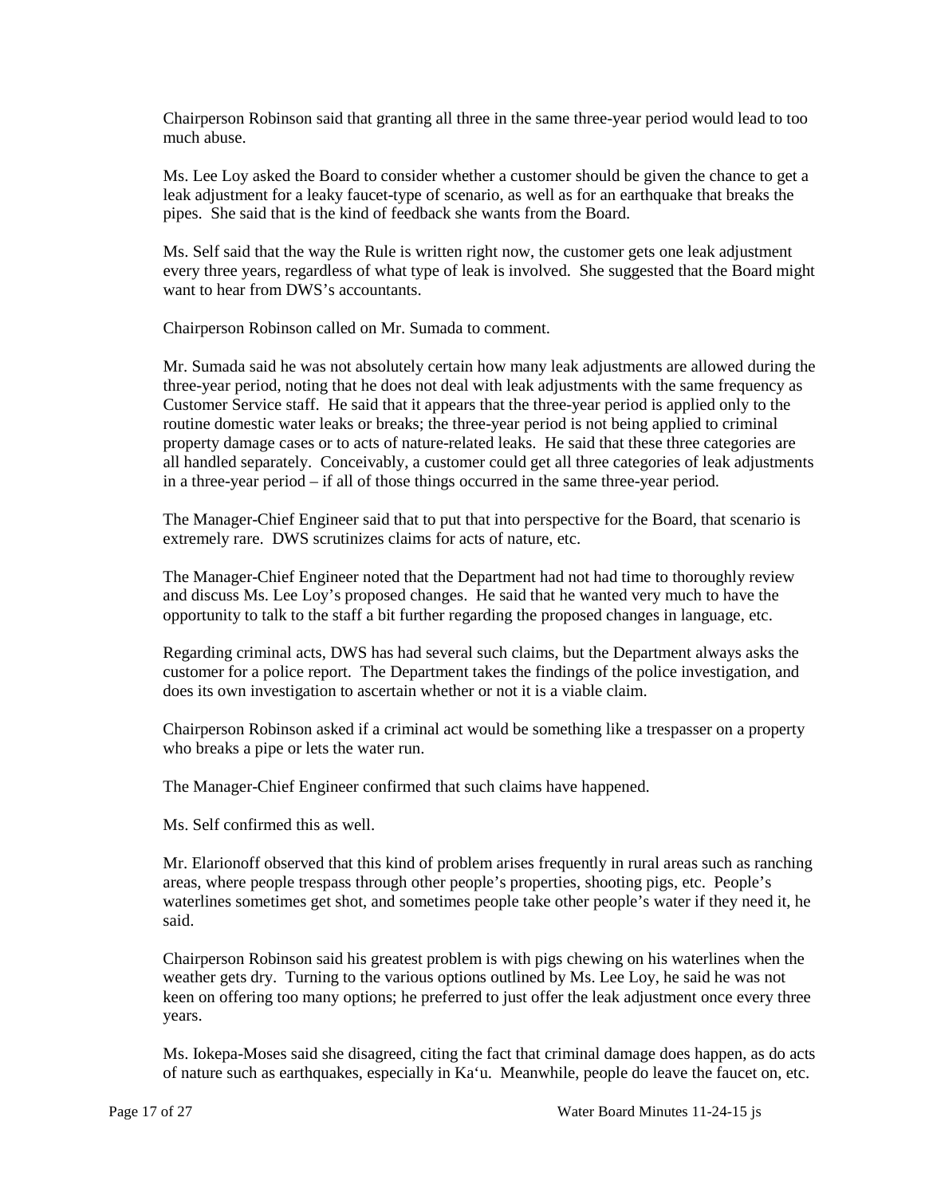Chairperson Robinson said that granting all three in the same three-year period would lead to too much abuse.

Ms. Lee Loy asked the Board to consider whether a customer should be given the chance to get a leak adjustment for a leaky faucet-type of scenario, as well as for an earthquake that breaks the pipes. She said that is the kind of feedback she wants from the Board.

Ms. Self said that the way the Rule is written right now, the customer gets one leak adjustment every three years, regardless of what type of leak is involved. She suggested that the Board might want to hear from DWS's accountants.

Chairperson Robinson called on Mr. Sumada to comment.

Mr. Sumada said he was not absolutely certain how many leak adjustments are allowed during the three-year period, noting that he does not deal with leak adjustments with the same frequency as Customer Service staff. He said that it appears that the three-year period is applied only to the routine domestic water leaks or breaks; the three-year period is not being applied to criminal property damage cases or to acts of nature-related leaks. He said that these three categories are all handled separately. Conceivably, a customer could get all three categories of leak adjustments in a three-year period – if all of those things occurred in the same three-year period.

The Manager-Chief Engineer said that to put that into perspective for the Board, that scenario is extremely rare. DWS scrutinizes claims for acts of nature, etc.

The Manager-Chief Engineer noted that the Department had not had time to thoroughly review and discuss Ms. Lee Loy's proposed changes. He said that he wanted very much to have the opportunity to talk to the staff a bit further regarding the proposed changes in language, etc.

Regarding criminal acts, DWS has had several such claims, but the Department always asks the customer for a police report. The Department takes the findings of the police investigation, and does its own investigation to ascertain whether or not it is a viable claim.

Chairperson Robinson asked if a criminal act would be something like a trespasser on a property who breaks a pipe or lets the water run.

The Manager-Chief Engineer confirmed that such claims have happened.

Ms. Self confirmed this as well.

Mr. Elarionoff observed that this kind of problem arises frequently in rural areas such as ranching areas, where people trespass through other people's properties, shooting pigs, etc. People's waterlines sometimes get shot, and sometimes people take other people's water if they need it, he said.

Chairperson Robinson said his greatest problem is with pigs chewing on his waterlines when the weather gets dry. Turning to the various options outlined by Ms. Lee Loy, he said he was not keen on offering too many options; he preferred to just offer the leak adjustment once every three years.

Ms. Iokepa-Moses said she disagreed, citing the fact that criminal damage does happen, as do acts of nature such as earthquakes, especially in Ka'u. Meanwhile, people do leave the faucet on, etc.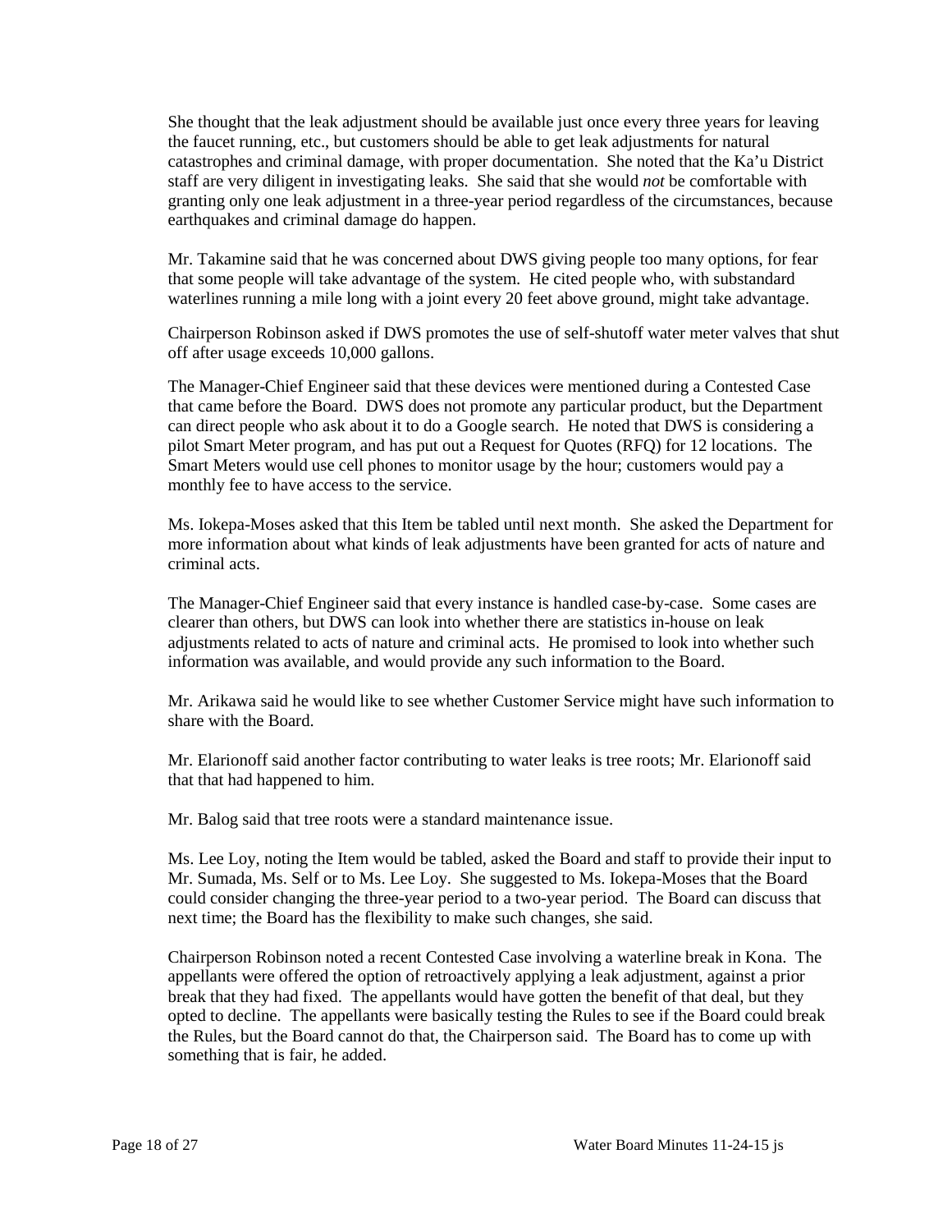She thought that the leak adjustment should be available just once every three years for leaving the faucet running, etc., but customers should be able to get leak adjustments for natural catastrophes and criminal damage, with proper documentation. She noted that the Ka'u District staff are very diligent in investigating leaks. She said that she would *not* be comfortable with granting only one leak adjustment in a three-year period regardless of the circumstances, because earthquakes and criminal damage do happen.

Mr. Takamine said that he was concerned about DWS giving people too many options, for fear that some people will take advantage of the system. He cited people who, with substandard waterlines running a mile long with a joint every 20 feet above ground, might take advantage.

Chairperson Robinson asked if DWS promotes the use of self-shutoff water meter valves that shut off after usage exceeds 10,000 gallons.

The Manager-Chief Engineer said that these devices were mentioned during a Contested Case that came before the Board. DWS does not promote any particular product, but the Department can direct people who ask about it to do a Google search. He noted that DWS is considering a pilot Smart Meter program, and has put out a Request for Quotes (RFQ) for 12 locations. The Smart Meters would use cell phones to monitor usage by the hour; customers would pay a monthly fee to have access to the service.

Ms. Iokepa-Moses asked that this Item be tabled until next month. She asked the Department for more information about what kinds of leak adjustments have been granted for acts of nature and criminal acts.

The Manager-Chief Engineer said that every instance is handled case-by-case. Some cases are clearer than others, but DWS can look into whether there are statistics in-house on leak adjustments related to acts of nature and criminal acts. He promised to look into whether such information was available, and would provide any such information to the Board.

Mr. Arikawa said he would like to see whether Customer Service might have such information to share with the Board.

Mr. Elarionoff said another factor contributing to water leaks is tree roots; Mr. Elarionoff said that that had happened to him.

Mr. Balog said that tree roots were a standard maintenance issue.

Ms. Lee Loy, noting the Item would be tabled, asked the Board and staff to provide their input to Mr. Sumada, Ms. Self or to Ms. Lee Loy. She suggested to Ms. Iokepa-Moses that the Board could consider changing the three-year period to a two-year period. The Board can discuss that next time; the Board has the flexibility to make such changes, she said.

Chairperson Robinson noted a recent Contested Case involving a waterline break in Kona. The appellants were offered the option of retroactively applying a leak adjustment, against a prior break that they had fixed. The appellants would have gotten the benefit of that deal, but they opted to decline. The appellants were basically testing the Rules to see if the Board could break the Rules, but the Board cannot do that, the Chairperson said. The Board has to come up with something that is fair, he added.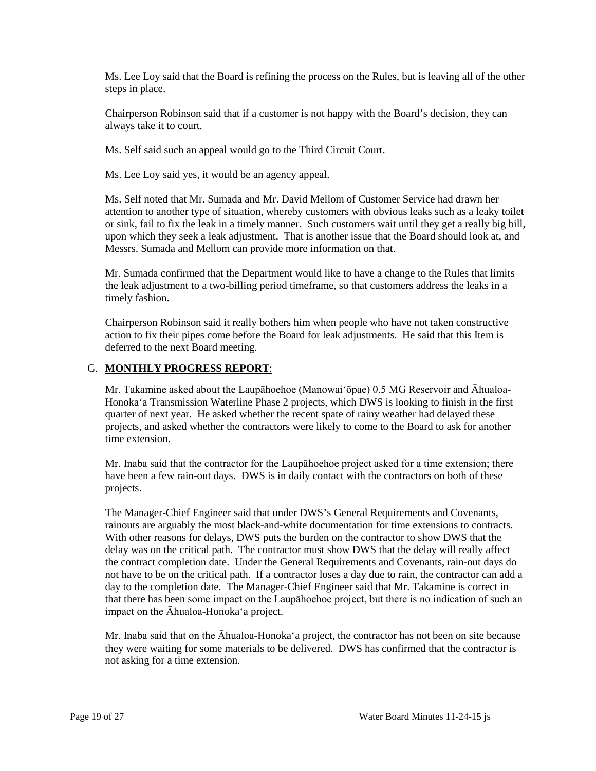Ms. Lee Loy said that the Board is refining the process on the Rules, but is leaving all of the other steps in place.

Chairperson Robinson said that if a customer is not happy with the Board's decision, they can always take it to court.

Ms. Self said such an appeal would go to the Third Circuit Court.

Ms. Lee Loy said yes, it would be an agency appeal.

Ms. Self noted that Mr. Sumada and Mr. David Mellom of Customer Service had drawn her attention to another type of situation, whereby customers with obvious leaks such as a leaky toilet or sink, fail to fix the leak in a timely manner. Such customers wait until they get a really big bill, upon which they seek a leak adjustment. That is another issue that the Board should look at, and Messrs. Sumada and Mellom can provide more information on that.

Mr. Sumada confirmed that the Department would like to have a change to the Rules that limits the leak adjustment to a two-billing period timeframe, so that customers address the leaks in a timely fashion.

Chairperson Robinson said it really bothers him when people who have not taken constructive action to fix their pipes come before the Board for leak adjustments. He said that this Item is deferred to the next Board meeting.

G. **MONTHLY PROGRESS REPORT**:

Mr. Takamine asked about the Laupāhoehoe (Manowaiʻōpae) 0.5 MG Reservoir and Āhualoa-Honokaʻa Transmission Waterline Phase 2 projects, which DWS is looking to finish in the first quarter of next year. He asked whether the recent spate of rainy weather had delayed these projects, and asked whether the contractors were likely to come to the Board to ask for another time extension.

Mr. Inaba said that the contractor for the Laupāhoehoe project asked for a time extension; there have been a few rain-out days. DWS is in daily contact with the contractors on both of these projects.

The Manager-Chief Engineer said that under DWS's General Requirements and Covenants, rainouts are arguably the most black-and-white documentation for time extensions to contracts. With other reasons for delays, DWS puts the burden on the contractor to show DWS that the delay was on the critical path. The contractor must show DWS that the delay will really affect the contract completion date. Under the General Requirements and Covenants, rain-out days do not have to be on the critical path. If a contractor loses a day due to rain, the contractor can add a day to the completion date. The Manager-Chief Engineer said that Mr. Takamine is correct in that there has been some impact on the Laupāhoehoe project, but there is no indication of such an impact on the Āhualoa-Honokaʻa project.

Mr. Inaba said that on the Āhualoa-Honokaʻa project, the contractor has not been on site because they were waiting for some materials to be delivered. DWS has confirmed that the contractor is not asking for a time extension.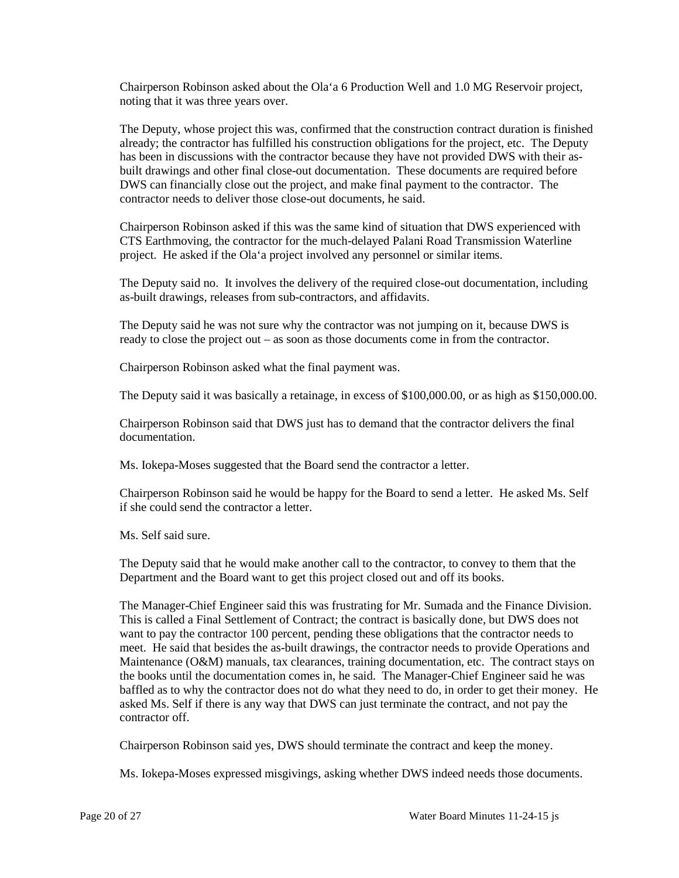Chairperson Robinson asked about the Ola'a 6 Production Well and 1.0 MG Reservoir project, noting that it was three years over.

The Deputy, whose project this was, confirmed that the construction contract duration is finished already; the contractor has fulfilled his construction obligations for the project, etc. The Deputy has been in discussions with the contractor because they have not provided DWS with their as-built drawings and other final close-out documentation. These documents are required before DWS can financially close out the project, and make final payment to the contractor. The contractor needs to deliver those close-out documents, he said.

Chairperson Robinson asked if this was the same kind of situation that DWS experienced with CTS Earthmoving, the contractor for the much-delayed Palani Road Transmission Waterline project. He asked if the Ola'a project involved any personnel or similar items.

The Deputy said no. It involves the delivery of the required close-out documentation, including as-built drawings, releases from sub-contractors, and affidavits.

The Deputy said he was not sure why the contractor was not jumping on it, because DWS is ready to close the project out – as soon as those documents come in from the contractor.

Chairperson Robinson asked what the final payment was.

The Deputy said it was basically a retainage, in excess of $100,000.00, or as high as $150,000.00.

Chairperson Robinson said that DWS just has to demand that the contractor delivers the final documentation.

Ms. Iokepa-Moses suggested that the Board send the contractor a letter.

Chairperson Robinson said he would be happy for the Board to send a letter. He asked Ms. Self if she could send the contractor a letter.

Ms. Self said sure.

The Deputy said that he would make another call to the contractor, to convey to them that the Department and the Board want to get this project closed out and off its books.

The Manager-Chief Engineer said this was frustrating for Mr. Sumada and the Finance Division. This is called a Final Settlement of Contract; the contract is basically done, but DWS does not want to pay the contractor 100 percent, pending these obligations that the contractor needs to meet. He said that besides the as-built drawings, the contractor needs to provide Operations and Maintenance (O&M) manuals, tax clearances, training documentation, etc. The contract stays on the books until the documentation comes in, he said. The Manager-Chief Engineer said he was baffled as to why the contractor does not do what they need to do, in order to get their money. He asked Ms. Self if there is any way that DWS can just terminate the contract, and not pay the contractor off.

Chairperson Robinson said yes, DWS should terminate the contract and keep the money.

Ms. Iokepa-Moses expressed misgivings, asking whether DWS indeed needs those documents.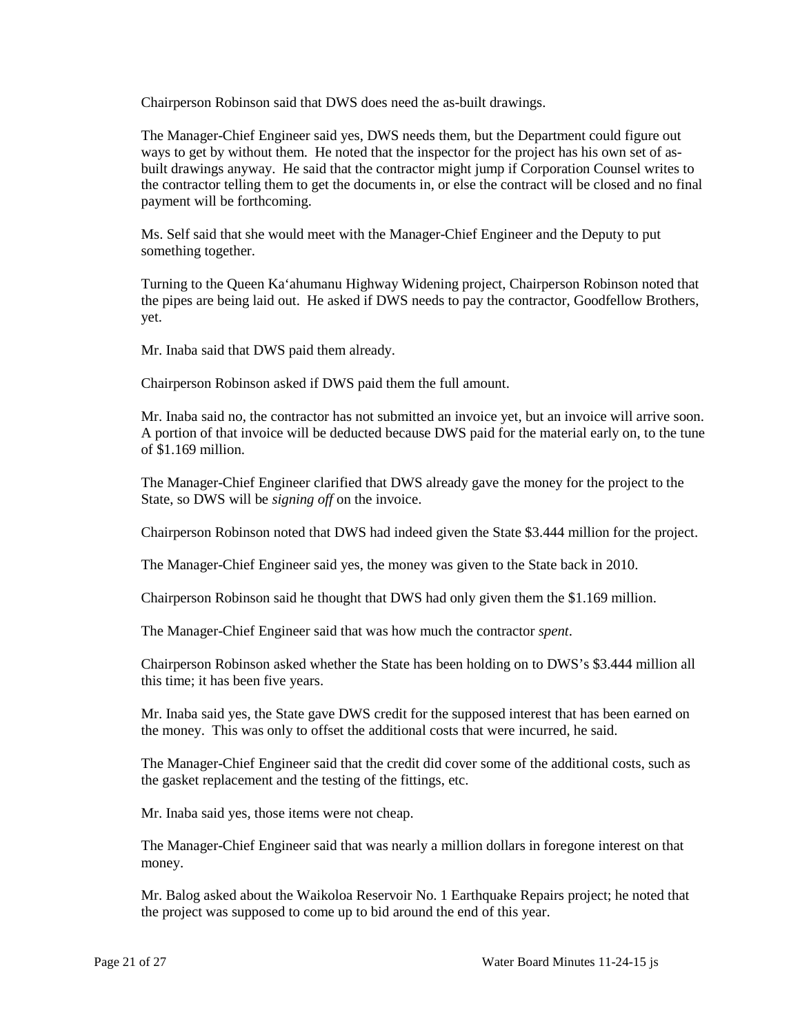Chairperson Robinson said that DWS does need the as-built drawings.

The Manager-Chief Engineer said yes, DWS needs them, but the Department could figure out ways to get by without them. He noted that the inspector for the project has his own set of as-built drawings anyway. He said that the contractor might jump if Corporation Counsel writes to the contractor telling them to get the documents in, or else the contract will be closed and no final payment will be forthcoming.

Ms. Self said that she would meet with the Manager-Chief Engineer and the Deputy to put something together.

Turning to the Queen Ka'ahumanu Highway Widening project, Chairperson Robinson noted that the pipes are being laid out. He asked if DWS needs to pay the contractor, Goodfellow Brothers, yet.

Mr. Inaba said that DWS paid them already.

Chairperson Robinson asked if DWS paid them the full amount.

Mr. Inaba said no, the contractor has not submitted an invoice yet, but an invoice will arrive soon. A portion of that invoice will be deducted because DWS paid for the material early on, to the tune of $1.169 million.

The Manager-Chief Engineer clarified that DWS already gave the money for the project to the State, so DWS will be *signing off* on the invoice.

Chairperson Robinson noted that DWS had indeed given the State $3.444 million for the project.

The Manager-Chief Engineer said yes, the money was given to the State back in 2010.

Chairperson Robinson said he thought that DWS had only given them the $1.169 million.

The Manager-Chief Engineer said that was how much the contractor *spent*.

Chairperson Robinson asked whether the State has been holding on to DWS's $3.444 million all this time; it has been five years.

Mr. Inaba said yes, the State gave DWS credit for the supposed interest that has been earned on the money. This was only to offset the additional costs that were incurred, he said.

The Manager-Chief Engineer said that the credit did cover some of the additional costs, such as the gasket replacement and the testing of the fittings, etc.

Mr. Inaba said yes, those items were not cheap.

The Manager-Chief Engineer said that was nearly a million dollars in foregone interest on that money.

Mr. Balog asked about the Waikoloa Reservoir No. 1 Earthquake Repairs project; he noted that the project was supposed to come up to bid around the end of this year.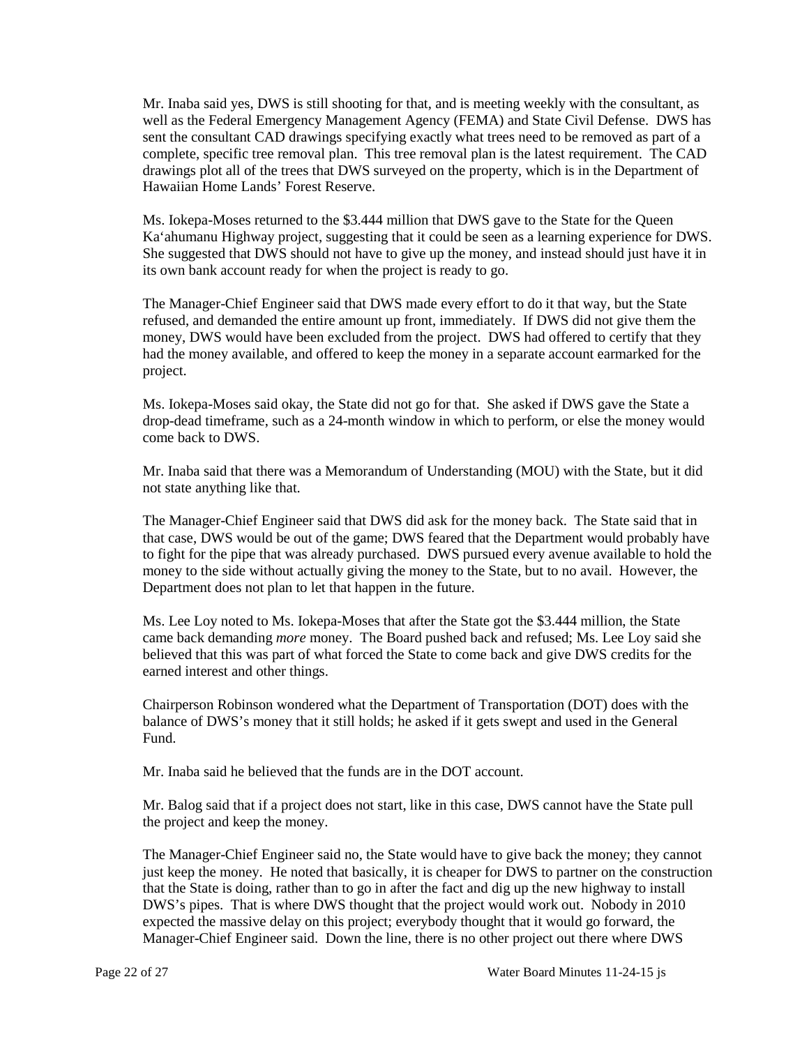Mr. Inaba said yes, DWS is still shooting for that, and is meeting weekly with the consultant, as well as the Federal Emergency Management Agency (FEMA) and State Civil Defense. DWS has sent the consultant CAD drawings specifying exactly what trees need to be removed as part of a complete, specific tree removal plan. This tree removal plan is the latest requirement. The CAD drawings plot all of the trees that DWS surveyed on the property, which is in the Department of Hawaiian Home Lands' Forest Reserve.

Ms. Iokepa-Moses returned to the $3.444 million that DWS gave to the State for the Queen Ka'ahumanu Highway project, suggesting that it could be seen as a learning experience for DWS. She suggested that DWS should not have to give up the money, and instead should just have it in its own bank account ready for when the project is ready to go.

The Manager-Chief Engineer said that DWS made every effort to do it that way, but the State refused, and demanded the entire amount up front, immediately. If DWS did not give them the money, DWS would have been excluded from the project. DWS had offered to certify that they had the money available, and offered to keep the money in a separate account earmarked for the project.

Ms. Iokepa-Moses said okay, the State did not go for that. She asked if DWS gave the State a drop-dead timeframe, such as a 24-month window in which to perform, or else the money would come back to DWS.

Mr. Inaba said that there was a Memorandum of Understanding (MOU) with the State, but it did not state anything like that.

The Manager-Chief Engineer said that DWS did ask for the money back. The State said that in that case, DWS would be out of the game; DWS feared that the Department would probably have to fight for the pipe that was already purchased. DWS pursued every avenue available to hold the money to the side without actually giving the money to the State, but to no avail. However, the Department does not plan to let that happen in the future.

Ms. Lee Loy noted to Ms. Iokepa-Moses that after the State got the $3.444 million, the State came back demanding *more* money. The Board pushed back and refused; Ms. Lee Loy said she believed that this was part of what forced the State to come back and give DWS credits for the earned interest and other things.

Chairperson Robinson wondered what the Department of Transportation (DOT) does with the balance of DWS's money that it still holds; he asked if it gets swept and used in the General Fund.

Mr. Inaba said he believed that the funds are in the DOT account.

Mr. Balog said that if a project does not start, like in this case, DWS cannot have the State pull the project and keep the money.

The Manager-Chief Engineer said no, the State would have to give back the money; they cannot just keep the money. He noted that basically, it is cheaper for DWS to partner on the construction that the State is doing, rather than to go in after the fact and dig up the new highway to install DWS's pipes. That is where DWS thought that the project would work out. Nobody in 2010 expected the massive delay on this project; everybody thought that it would go forward, the Manager-Chief Engineer said. Down the line, there is no other project out there where DWS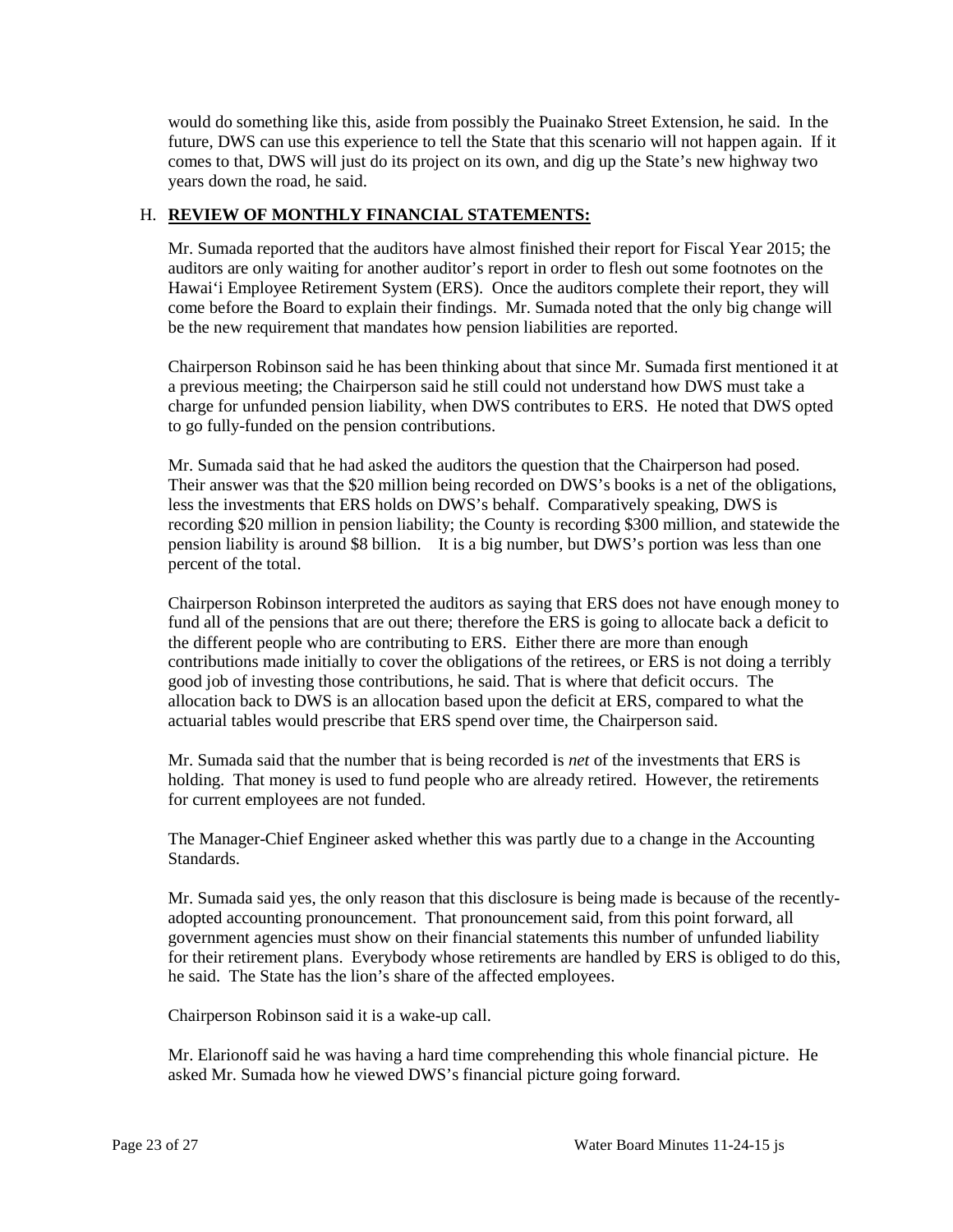would do something like this, aside from possibly the Puainako Street Extension, he said. In the future, DWS can use this experience to tell the State that this scenario will not happen again. If it comes to that, DWS will just do its project on its own, and dig up the State's new highway two years down the road, he said.

## H. **REVIEW OF MONTHLY FINANCIAL STATEMENTS:**

Mr. Sumada reported that the auditors have almost finished their report for Fiscal Year 2015; the auditors are only waiting for another auditor's report in order to flesh out some footnotes on the Hawai'i Employee Retirement System (ERS). Once the auditors complete their report, they will come before the Board to explain their findings. Mr. Sumada noted that the only big change will be the new requirement that mandates how pension liabilities are reported.

Chairperson Robinson said he has been thinking about that since Mr. Sumada first mentioned it at a previous meeting; the Chairperson said he still could not understand how DWS must take a charge for unfunded pension liability, when DWS contributes to ERS. He noted that DWS opted to go fully-funded on the pension contributions.

Mr. Sumada said that he had asked the auditors the question that the Chairperson had posed. Their answer was that the $20 million being recorded on DWS's books is a net of the obligations, less the investments that ERS holds on DWS's behalf. Comparatively speaking, DWS is recording $20 million in pension liability; the County is recording $300 million, and statewide the pension liability is around $8 billion. It is a big number, but DWS's portion was less than one percent of the total.

Chairperson Robinson interpreted the auditors as saying that ERS does not have enough money to fund all of the pensions that are out there; therefore the ERS is going to allocate back a deficit to the different people who are contributing to ERS. Either there are more than enough contributions made initially to cover the obligations of the retirees, or ERS is not doing a terribly good job of investing those contributions, he said. That is where that deficit occurs. The allocation back to DWS is an allocation based upon the deficit at ERS, compared to what the actuarial tables would prescribe that ERS spend over time, the Chairperson said.

Mr. Sumada said that the number that is being recorded is *net* of the investments that ERS is holding. That money is used to fund people who are already retired. However, the retirements for current employees are not funded.

The Manager-Chief Engineer asked whether this was partly due to a change in the Accounting Standards.

Mr. Sumada said yes, the only reason that this disclosure is being made is because of the recently-adopted accounting pronouncement. That pronouncement said, from this point forward, all government agencies must show on their financial statements this number of unfunded liability for their retirement plans. Everybody whose retirements are handled by ERS is obliged to do this, he said. The State has the lion's share of the affected employees.

Chairperson Robinson said it is a wake-up call.

Mr. Elarionoff said he was having a hard time comprehending this whole financial picture. He asked Mr. Sumada how he viewed DWS's financial picture going forward.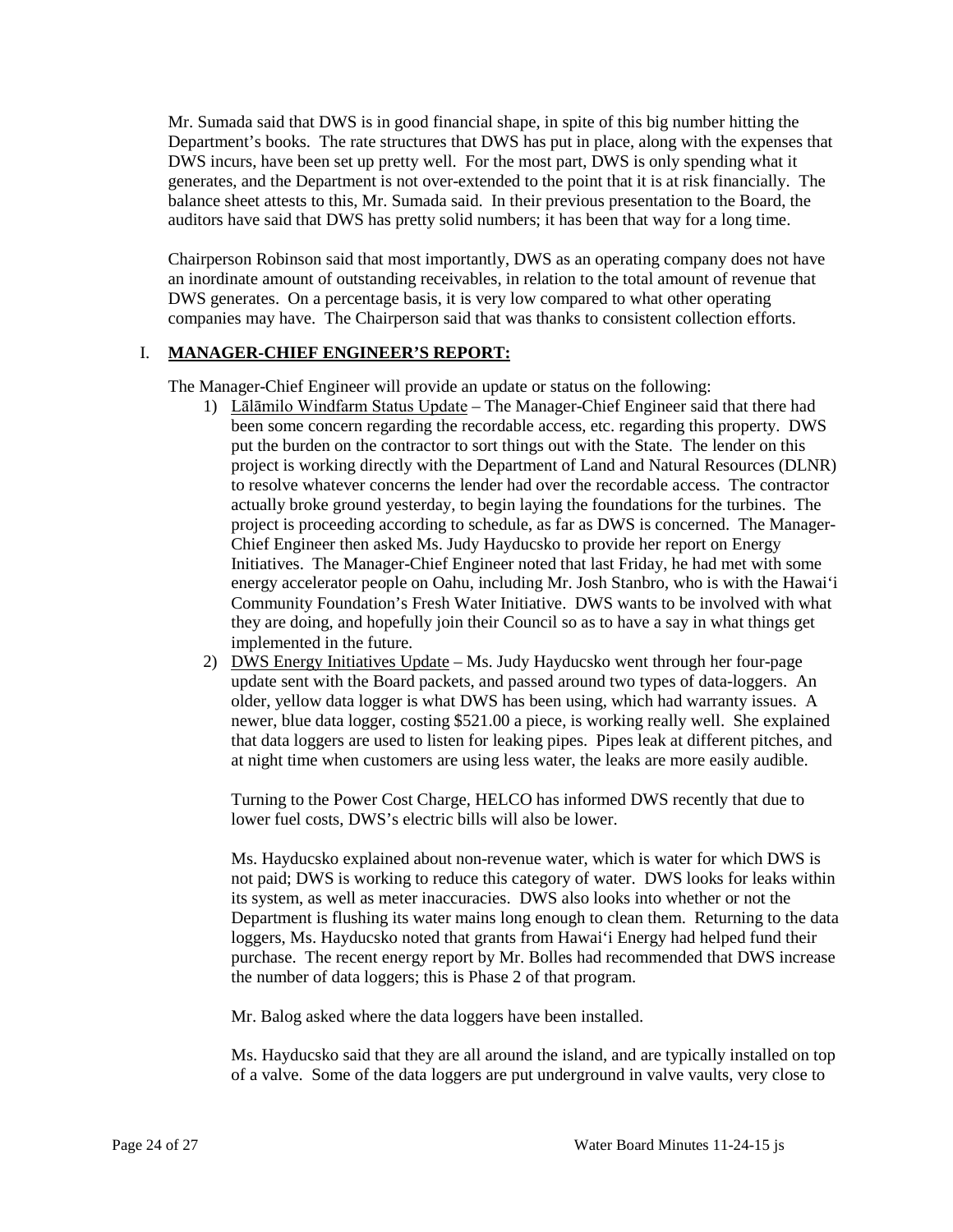Mr. Sumada said that DWS is in good financial shape, in spite of this big number hitting the Department's books. The rate structures that DWS has put in place, along with the expenses that DWS incurs, have been set up pretty well. For the most part, DWS is only spending what it generates, and the Department is not over-extended to the point that it is at risk financially. The balance sheet attests to this, Mr. Sumada said. In their previous presentation to the Board, the auditors have said that DWS has pretty solid numbers; it has been that way for a long time.

Chairperson Robinson said that most importantly, DWS as an operating company does not have an inordinate amount of outstanding receivables, in relation to the total amount of revenue that DWS generates. On a percentage basis, it is very low compared to what other operating companies may have. The Chairperson said that was thanks to consistent collection efforts.

## I. **MANAGER-CHIEF ENGINEER'S REPORT:**

The Manager-Chief Engineer will provide an update or status on the following:

1) Lālāmilo Windfarm Status Update – The Manager-Chief Engineer said that there had been some concern regarding the recordable access, etc. regarding this property. DWS put the burden on the contractor to sort things out with the State. The lender on this project is working directly with the Department of Land and Natural Resources (DLNR) to resolve whatever concerns the lender had over the recordable access. The contractor actually broke ground yesterday, to begin laying the foundations for the turbines. The project is proceeding according to schedule, as far as DWS is concerned. The Manager-Chief Engineer then asked Ms. Judy Hayducsko to provide her report on Energy Initiatives. The Manager-Chief Engineer noted that last Friday, he had met with some energy accelerator people on Oahu, including Mr. Josh Stanbro, who is with the Hawai'i Community Foundation's Fresh Water Initiative. DWS wants to be involved with what they are doing, and hopefully join their Council so as to have a say in what things get implemented in the future.

2) DWS Energy Initiatives Update – Ms. Judy Hayducsko went through her four-page update sent with the Board packets, and passed around two types of data-loggers. An older, yellow data logger is what DWS has been using, which had warranty issues. A newer, blue data logger, costing $521.00 a piece, is working really well. She explained that data loggers are used to listen for leaking pipes. Pipes leak at different pitches, and at night time when customers are using less water, the leaks are more easily audible.

   Turning to the Power Cost Charge, HELCO has informed DWS recently that due to lower fuel costs, DWS's electric bills will also be lower.

   Ms. Hayducsko explained about non-revenue water, which is water for which DWS is not paid; DWS is working to reduce this category of water. DWS looks for leaks within its system, as well as meter inaccuracies. DWS also looks into whether or not the Department is flushing its water mains long enough to clean them. Returning to the data loggers, Ms. Hayducsko noted that grants from Hawai'i Energy had helped fund their purchase. The recent energy report by Mr. Bolles had recommended that DWS increase the number of data loggers; this is Phase 2 of that program.

   Mr. Balog asked where the data loggers have been installed.

   Ms. Hayducsko said that they are all around the island, and are typically installed on top of a valve. Some of the data loggers are put underground in valve vaults, very close to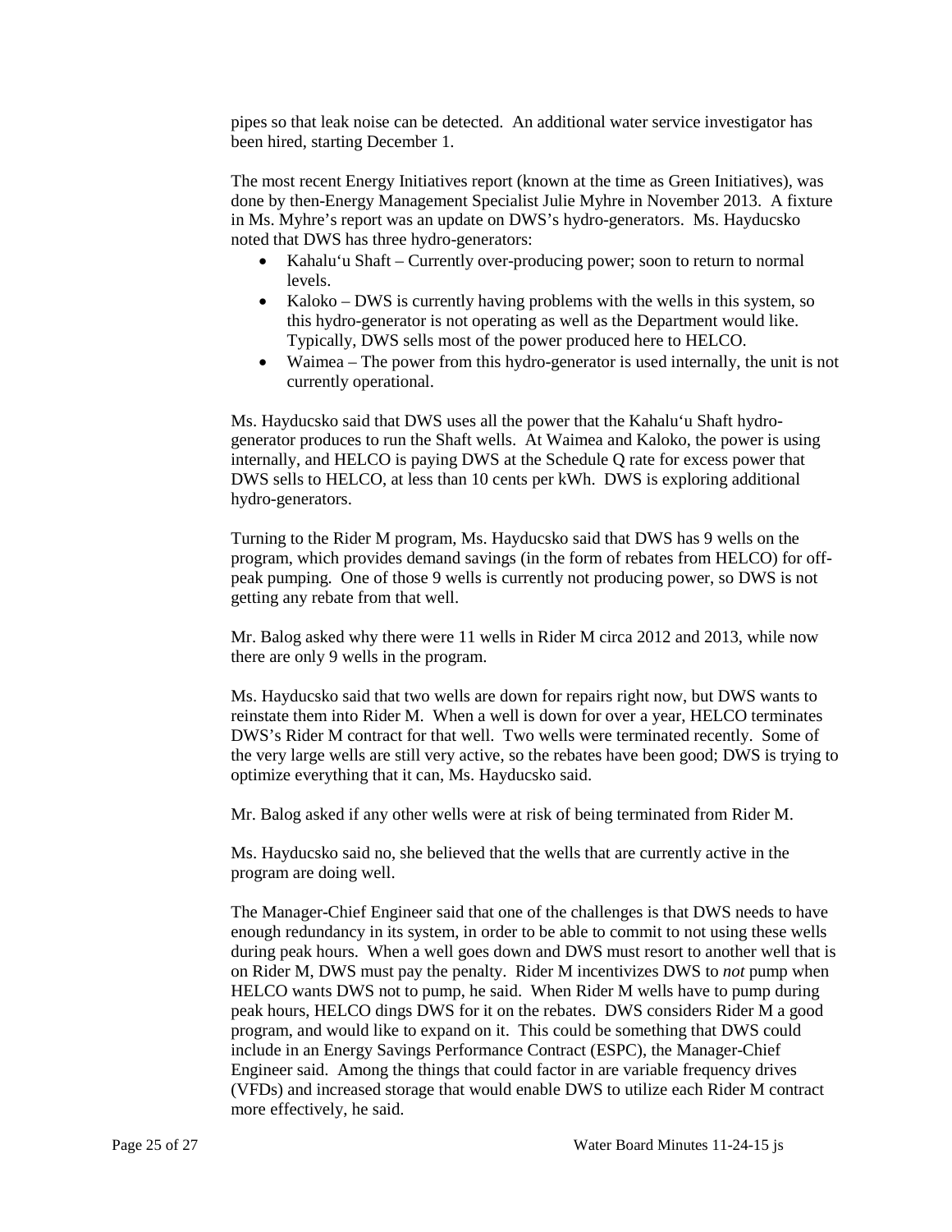pipes so that leak noise can be detected. An additional water service investigator has been hired, starting December 1.

The most recent Energy Initiatives report (known at the time as Green Initiatives), was done by then-Energy Management Specialist Julie Myhre in November 2013. A fixture in Ms. Myhre's report was an update on DWS's hydro-generators. Ms. Hayducsko noted that DWS has three hydro-generators:

- Kahalu'u Shaft – Currently over-producing power; soon to return to normal levels.
- Kaloko – DWS is currently having problems with the wells in this system, so this hydro-generator is not operating as well as the Department would like. Typically, DWS sells most of the power produced here to HELCO.
- Waimea – The power from this hydro-generator is used internally, the unit is not currently operational.

Ms. Hayducsko said that DWS uses all the power that the Kahalu'u Shaft hydro-generator produces to run the Shaft wells. At Waimea and Kaloko, the power is using internally, and HELCO is paying DWS at the Schedule Q rate for excess power that DWS sells to HELCO, at less than 10 cents per kWh. DWS is exploring additional hydro-generators.

Turning to the Rider M program, Ms. Hayducsko said that DWS has 9 wells on the program, which provides demand savings (in the form of rebates from HELCO) for off-peak pumping. One of those 9 wells is currently not producing power, so DWS is not getting any rebate from that well.

Mr. Balog asked why there were 11 wells in Rider M circa 2012 and 2013, while now there are only 9 wells in the program.

Ms. Hayducsko said that two wells are down for repairs right now, but DWS wants to reinstate them into Rider M. When a well is down for over a year, HELCO terminates DWS's Rider M contract for that well. Two wells were terminated recently. Some of the very large wells are still very active, so the rebates have been good; DWS is trying to optimize everything that it can, Ms. Hayducsko said.

Mr. Balog asked if any other wells were at risk of being terminated from Rider M.

Ms. Hayducsko said no, she believed that the wells that are currently active in the program are doing well.

The Manager-Chief Engineer said that one of the challenges is that DWS needs to have enough redundancy in its system, in order to be able to commit to not using these wells during peak hours. When a well goes down and DWS must resort to another well that is on Rider M, DWS must pay the penalty. Rider M incentivizes DWS to *not* pump when HELCO wants DWS not to pump, he said. When Rider M wells have to pump during peak hours, HELCO dings DWS for it on the rebates. DWS considers Rider M a good program, and would like to expand on it. This could be something that DWS could include in an Energy Savings Performance Contract (ESPC), the Manager-Chief Engineer said. Among the things that could factor in are variable frequency drives (VFDs) and increased storage that would enable DWS to utilize each Rider M contract more effectively, he said.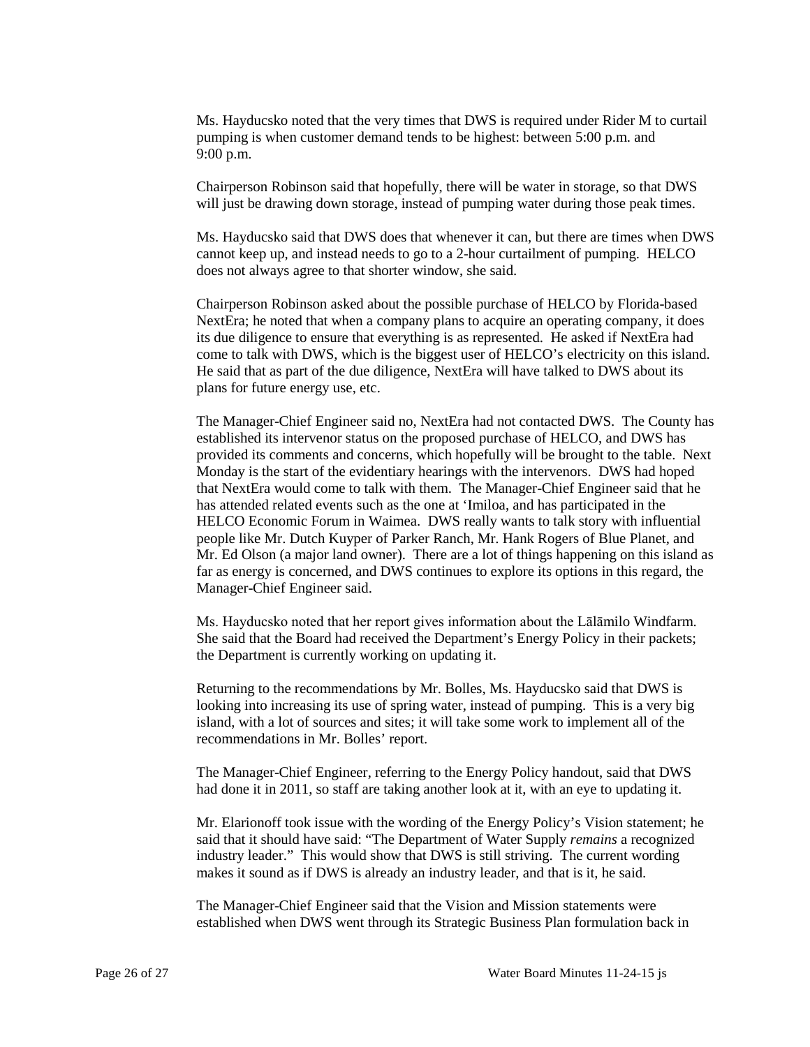Ms. Hayducsko noted that the very times that DWS is required under Rider M to curtail pumping is when customer demand tends to be highest: between 5:00 p.m. and 9:00 p.m.

Chairperson Robinson said that hopefully, there will be water in storage, so that DWS will just be drawing down storage, instead of pumping water during those peak times.

Ms. Hayducsko said that DWS does that whenever it can, but there are times when DWS cannot keep up, and instead needs to go to a 2-hour curtailment of pumping. HELCO does not always agree to that shorter window, she said.

Chairperson Robinson asked about the possible purchase of HELCO by Florida-based NextEra; he noted that when a company plans to acquire an operating company, it does its due diligence to ensure that everything is as represented. He asked if NextEra had come to talk with DWS, which is the biggest user of HELCO's electricity on this island. He said that as part of the due diligence, NextEra will have talked to DWS about its plans for future energy use, etc.

The Manager-Chief Engineer said no, NextEra had not contacted DWS. The County has established its intervenor status on the proposed purchase of HELCO, and DWS has provided its comments and concerns, which hopefully will be brought to the table. Next Monday is the start of the evidentiary hearings with the intervenors. DWS had hoped that NextEra would come to talk with them. The Manager-Chief Engineer said that he has attended related events such as the one at 'Imiloa, and has participated in the HELCO Economic Forum in Waimea. DWS really wants to talk story with influential people like Mr. Dutch Kuyper of Parker Ranch, Mr. Hank Rogers of Blue Planet, and Mr. Ed Olson (a major land owner). There are a lot of things happening on this island as far as energy is concerned, and DWS continues to explore its options in this regard, the Manager-Chief Engineer said.

Ms. Hayducsko noted that her report gives information about the Lālāmilo Windfarm. She said that the Board had received the Department's Energy Policy in their packets; the Department is currently working on updating it.

Returning to the recommendations by Mr. Bolles, Ms. Hayducsko said that DWS is looking into increasing its use of spring water, instead of pumping. This is a very big island, with a lot of sources and sites; it will take some work to implement all of the recommendations in Mr. Bolles' report.

The Manager-Chief Engineer, referring to the Energy Policy handout, said that DWS had done it in 2011, so staff are taking another look at it, with an eye to updating it.

Mr. Elarionoff took issue with the wording of the Energy Policy's Vision statement; he said that it should have said: "The Department of Water Supply *remains* a recognized industry leader." This would show that DWS is still striving. The current wording makes it sound as if DWS is already an industry leader, and that is it, he said.

The Manager-Chief Engineer said that the Vision and Mission statements were established when DWS went through its Strategic Business Plan formulation back in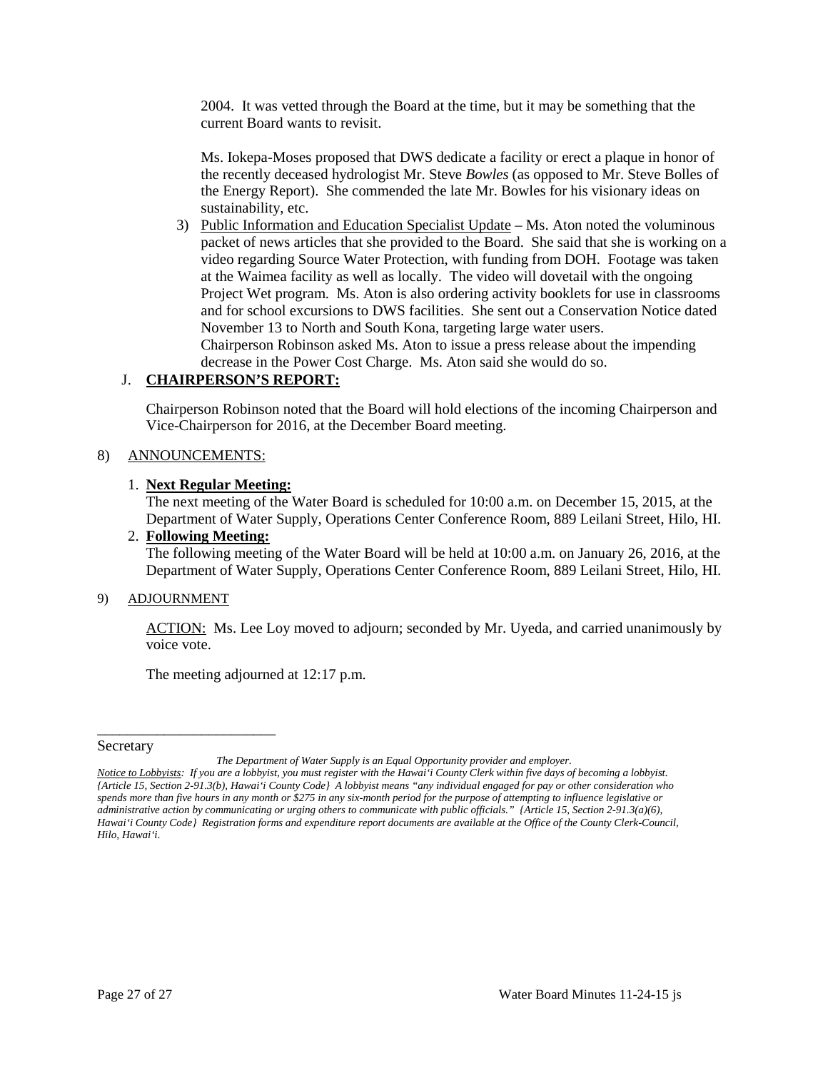2004. It was vetted through the Board at the time, but it may be something that the current Board wants to revisit.

Ms. Iokepa-Moses proposed that DWS dedicate a facility or erect a plaque in honor of the recently deceased hydrologist Mr. Steve *Bowles* (as opposed to Mr. Steve Bolles of the Energy Report). She commended the late Mr. Bowles for his visionary ideas on sustainability, etc.

3) Public Information and Education Specialist Update – Ms. Aton noted the voluminous packet of news articles that she provided to the Board. She said that she is working on a video regarding Source Water Protection, with funding from DOH. Footage was taken at the Waimea facility as well as locally. The video will dovetail with the ongoing Project Wet program. Ms. Aton is also ordering activity booklets for use in classrooms and for school excursions to DWS facilities. She sent out a Conservation Notice dated November 13 to North and South Kona, targeting large water users.
Chairperson Robinson asked Ms. Aton to issue a press release about the impending decrease in the Power Cost Charge. Ms. Aton said she would do so.

J. **CHAIRPERSON'S REPORT:**

Chairperson Robinson noted that the Board will hold elections of the incoming Chairperson and Vice-Chairperson for 2016, at the December Board meeting.

8) ANNOUNCEMENTS:

1. **Next Regular Meeting:**
The next meeting of the Water Board is scheduled for 10:00 a.m. on December 15, 2015, at the Department of Water Supply, Operations Center Conference Room, 889 Leilani Street, Hilo, HI.

2. **Following Meeting:**
The following meeting of the Water Board will be held at 10:00 a.m. on January 26, 2016, at the Department of Water Supply, Operations Center Conference Room, 889 Leilani Street, Hilo, HI.

9) ADJOURNMENT

ACTION: Ms. Lee Loy moved to adjourn; seconded by Mr. Uyeda, and carried unanimously by voice vote.

The meeting adjourned at 12:17 p.m.

\_\_\_\_\_\_\_\_\_\_\_\_\_\_\_\_\_\_\_\_\_\_\_\_\_
Secretary

*The Department of Water Supply is an Equal Opportunity provider and employer.*

*Notice to Lobbyists: If you are a lobbyist, you must register with the Hawai'i County Clerk within five days of becoming a lobbyist. {Article 15, Section 2-91.3(b), Hawai'i County Code} A lobbyist means "any individual engaged for pay or other consideration who spends more than five hours in any month or $275 in any six-month period for the purpose of attempting to influence legislative or administrative action by communicating or urging others to communicate with public officials." {Article 15, Section 2-91.3(a)(6), Hawai'i County Code} Registration forms and expenditure report documents are available at the Office of the County Clerk-Council, Hilo, Hawai'i.*